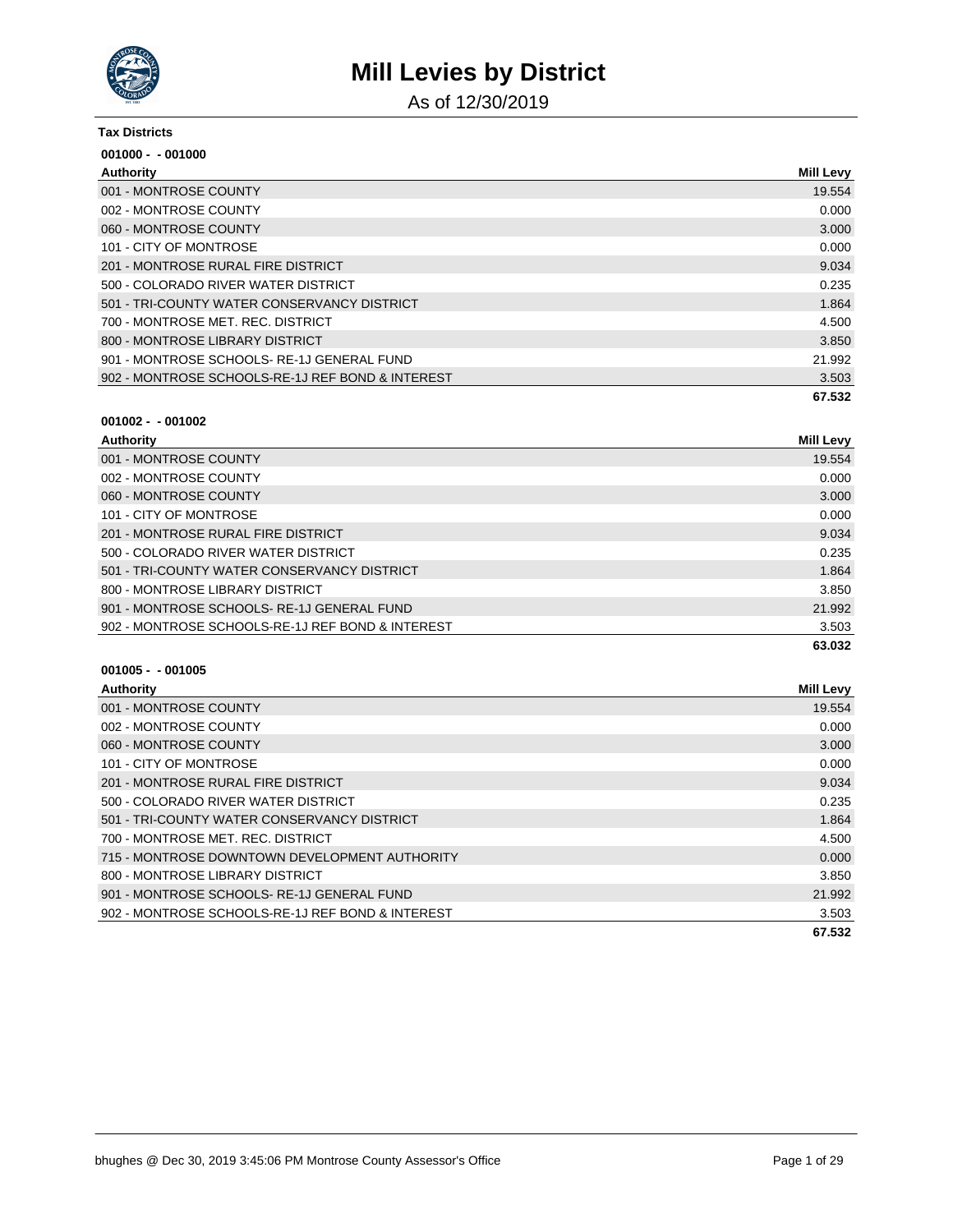# Mill Levies by District

As of 12/30/2019

**Tax Districts**

**001000 - - 001000**

| Authority | Mill Levy |
|---|---|
| 001 - MONTROSE COUNTY | 19.554 |
| 002 - MONTROSE COUNTY | 0.000 |
| 060 - MONTROSE COUNTY | 3.000 |
| 101 - CITY OF MONTROSE | 0.000 |
| 201 - MONTROSE RURAL FIRE DISTRICT | 9.034 |
| 500 - COLORADO RIVER WATER DISTRICT | 0.235 |
| 501 - TRI-COUNTY WATER CONSERVANCY DISTRICT | 1.864 |
| 700 - MONTROSE MET. REC. DISTRICT | 4.500 |
| 800 - MONTROSE LIBRARY DISTRICT | 3.850 |
| 901 - MONTROSE SCHOOLS- RE-1J GENERAL FUND | 21.992 |
| 902 - MONTROSE SCHOOLS-RE-1J REF BOND & INTEREST | 3.503 |
| | **67.532** |

**001002 - - 001002**

| Authority | Mill Levy |
|---|---|
| 001 - MONTROSE COUNTY | 19.554 |
| 002 - MONTROSE COUNTY | 0.000 |
| 060 - MONTROSE COUNTY | 3.000 |
| 101 - CITY OF MONTROSE | 0.000 |
| 201 - MONTROSE RURAL FIRE DISTRICT | 9.034 |
| 500 - COLORADO RIVER WATER DISTRICT | 0.235 |
| 501 - TRI-COUNTY WATER CONSERVANCY DISTRICT | 1.864 |
| 800 - MONTROSE LIBRARY DISTRICT | 3.850 |
| 901 - MONTROSE SCHOOLS- RE-1J GENERAL FUND | 21.992 |
| 902 - MONTROSE SCHOOLS-RE-1J REF BOND & INTEREST | 3.503 |
| | **63.032** |

**001005 - - 001005**

| Authority | Mill Levy |
|---|---|
| 001 - MONTROSE COUNTY | 19.554 |
| 002 - MONTROSE COUNTY | 0.000 |
| 060 - MONTROSE COUNTY | 3.000 |
| 101 - CITY OF MONTROSE | 0.000 |
| 201 - MONTROSE RURAL FIRE DISTRICT | 9.034 |
| 500 - COLORADO RIVER WATER DISTRICT | 0.235 |
| 501 - TRI-COUNTY WATER CONSERVANCY DISTRICT | 1.864 |
| 700 - MONTROSE MET. REC. DISTRICT | 4.500 |
| 715 - MONTROSE DOWNTOWN DEVELOPMENT AUTHORITY | 0.000 |
| 800 - MONTROSE LIBRARY DISTRICT | 3.850 |
| 901 - MONTROSE SCHOOLS- RE-1J GENERAL FUND | 21.992 |
| 902 - MONTROSE SCHOOLS-RE-1J REF BOND & INTEREST | 3.503 |
| | **67.532** |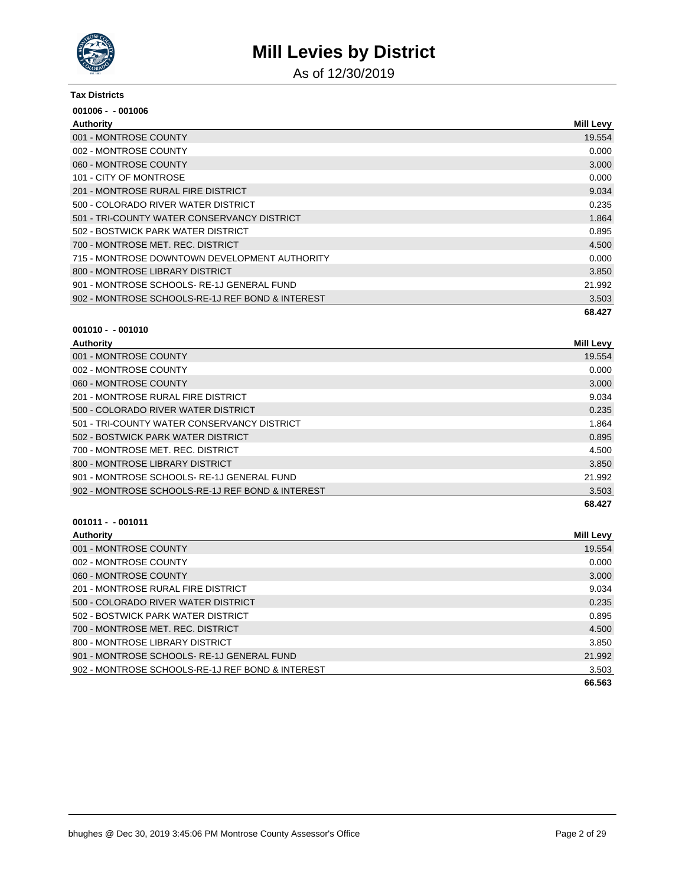# Mill Levies by District

As of 12/30/2019

**Tax Districts**

**001006 - - 001006**

| Authority | Mill Levy |
|---|---|
| 001 - MONTROSE COUNTY | 19.554 |
| 002 - MONTROSE COUNTY | 0.000 |
| 060 - MONTROSE COUNTY | 3.000 |
| 101 - CITY OF MONTROSE | 0.000 |
| 201 - MONTROSE RURAL FIRE DISTRICT | 9.034 |
| 500 - COLORADO RIVER WATER DISTRICT | 0.235 |
| 501 - TRI-COUNTY WATER CONSERVANCY DISTRICT | 1.864 |
| 502 - BOSTWICK PARK WATER DISTRICT | 0.895 |
| 700 - MONTROSE MET. REC. DISTRICT | 4.500 |
| 715 - MONTROSE DOWNTOWN DEVELOPMENT AUTHORITY | 0.000 |
| 800 - MONTROSE LIBRARY DISTRICT | 3.850 |
| 901 - MONTROSE SCHOOLS- RE-1J GENERAL FUND | 21.992 |
| 902 - MONTROSE SCHOOLS-RE-1J REF BOND & INTEREST | 3.503 |
| | **68.427** |

**001010 - - 001010**

| Authority | Mill Levy |
|---|---|
| 001 - MONTROSE COUNTY | 19.554 |
| 002 - MONTROSE COUNTY | 0.000 |
| 060 - MONTROSE COUNTY | 3.000 |
| 201 - MONTROSE RURAL FIRE DISTRICT | 9.034 |
| 500 - COLORADO RIVER WATER DISTRICT | 0.235 |
| 501 - TRI-COUNTY WATER CONSERVANCY DISTRICT | 1.864 |
| 502 - BOSTWICK PARK WATER DISTRICT | 0.895 |
| 700 - MONTROSE MET. REC. DISTRICT | 4.500 |
| 800 - MONTROSE LIBRARY DISTRICT | 3.850 |
| 901 - MONTROSE SCHOOLS- RE-1J GENERAL FUND | 21.992 |
| 902 - MONTROSE SCHOOLS-RE-1J REF BOND & INTEREST | 3.503 |
| | **68.427** |

**001011 - - 001011**

| Authority | Mill Levy |
|---|---|
| 001 - MONTROSE COUNTY | 19.554 |
| 002 - MONTROSE COUNTY | 0.000 |
| 060 - MONTROSE COUNTY | 3.000 |
| 201 - MONTROSE RURAL FIRE DISTRICT | 9.034 |
| 500 - COLORADO RIVER WATER DISTRICT | 0.235 |
| 502 - BOSTWICK PARK WATER DISTRICT | 0.895 |
| 700 - MONTROSE MET. REC. DISTRICT | 4.500 |
| 800 - MONTROSE LIBRARY DISTRICT | 3.850 |
| 901 - MONTROSE SCHOOLS- RE-1J GENERAL FUND | 21.992 |
| 902 - MONTROSE SCHOOLS-RE-1J REF BOND & INTEREST | 3.503 |
| | **66.563** |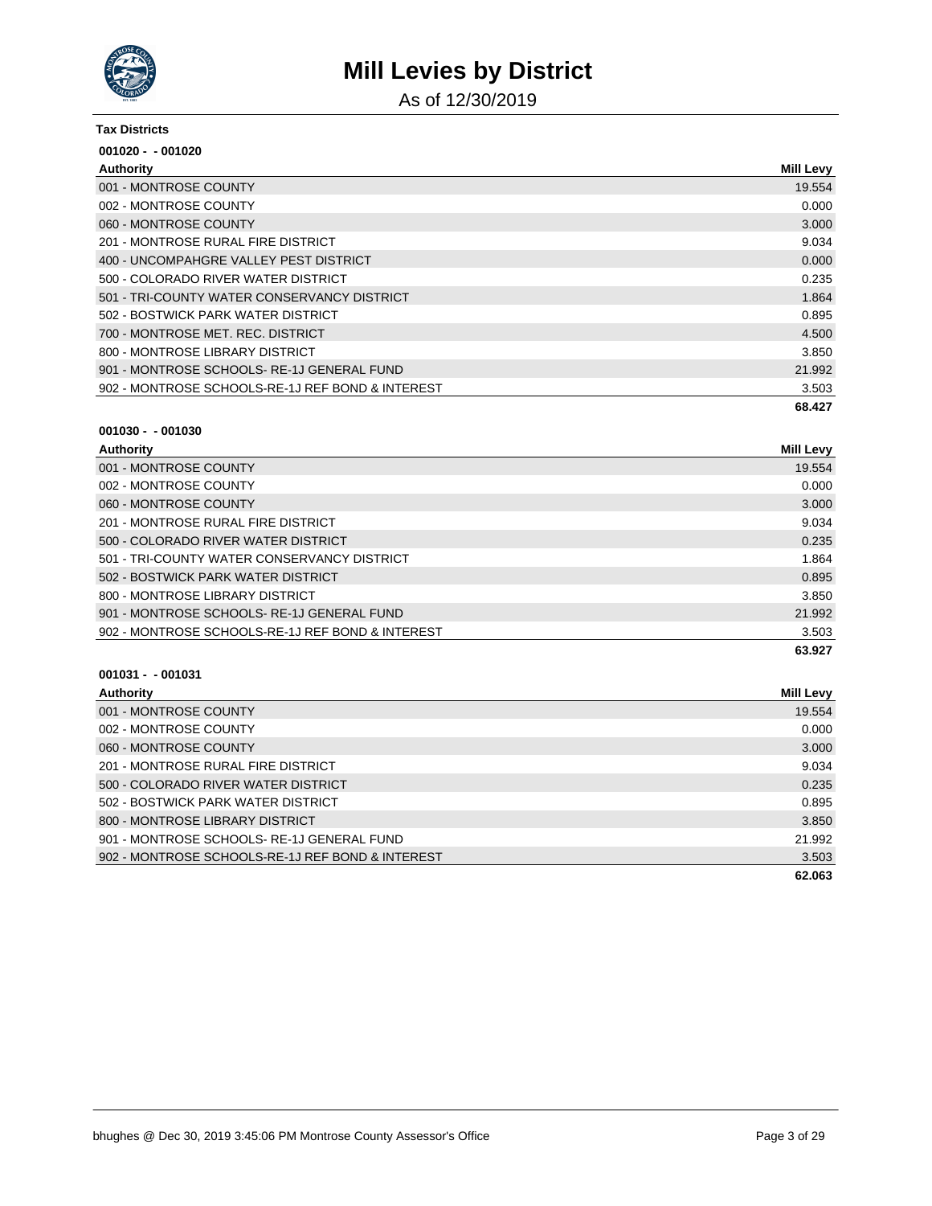# Mill Levies by District

As of 12/30/2019

**Tax Districts**

**001020 - - 001020**

| Authority | Mill Levy |
|---|---|
| 001 - MONTROSE COUNTY | 19.554 |
| 002 - MONTROSE COUNTY | 0.000 |
| 060 - MONTROSE COUNTY | 3.000 |
| 201 - MONTROSE RURAL FIRE DISTRICT | 9.034 |
| 400 - UNCOMPAHGRE VALLEY PEST DISTRICT | 0.000 |
| 500 - COLORADO RIVER WATER DISTRICT | 0.235 |
| 501 - TRI-COUNTY WATER CONSERVANCY DISTRICT | 1.864 |
| 502 - BOSTWICK PARK WATER DISTRICT | 0.895 |
| 700 - MONTROSE MET. REC. DISTRICT | 4.500 |
| 800 - MONTROSE LIBRARY DISTRICT | 3.850 |
| 901 - MONTROSE SCHOOLS- RE-1J GENERAL FUND | 21.992 |
| 902 - MONTROSE SCHOOLS-RE-1J REF BOND & INTEREST | 3.503 |
| | **68.427** |

**001030 - - 001030**

| Authority | Mill Levy |
|---|---|
| 001 - MONTROSE COUNTY | 19.554 |
| 002 - MONTROSE COUNTY | 0.000 |
| 060 - MONTROSE COUNTY | 3.000 |
| 201 - MONTROSE RURAL FIRE DISTRICT | 9.034 |
| 500 - COLORADO RIVER WATER DISTRICT | 0.235 |
| 501 - TRI-COUNTY WATER CONSERVANCY DISTRICT | 1.864 |
| 502 - BOSTWICK PARK WATER DISTRICT | 0.895 |
| 800 - MONTROSE LIBRARY DISTRICT | 3.850 |
| 901 - MONTROSE SCHOOLS- RE-1J GENERAL FUND | 21.992 |
| 902 - MONTROSE SCHOOLS-RE-1J REF BOND & INTEREST | 3.503 |
| | **63.927** |

**001031 - - 001031**

| Authority | Mill Levy |
|---|---|
| 001 - MONTROSE COUNTY | 19.554 |
| 002 - MONTROSE COUNTY | 0.000 |
| 060 - MONTROSE COUNTY | 3.000 |
| 201 - MONTROSE RURAL FIRE DISTRICT | 9.034 |
| 500 - COLORADO RIVER WATER DISTRICT | 0.235 |
| 502 - BOSTWICK PARK WATER DISTRICT | 0.895 |
| 800 - MONTROSE LIBRARY DISTRICT | 3.850 |
| 901 - MONTROSE SCHOOLS- RE-1J GENERAL FUND | 21.992 |
| 902 - MONTROSE SCHOOLS-RE-1J REF BOND & INTEREST | 3.503 |
| | **62.063** |

bhughes @ Dec 30, 2019 3:45:06 PM Montrose County Assessor's Office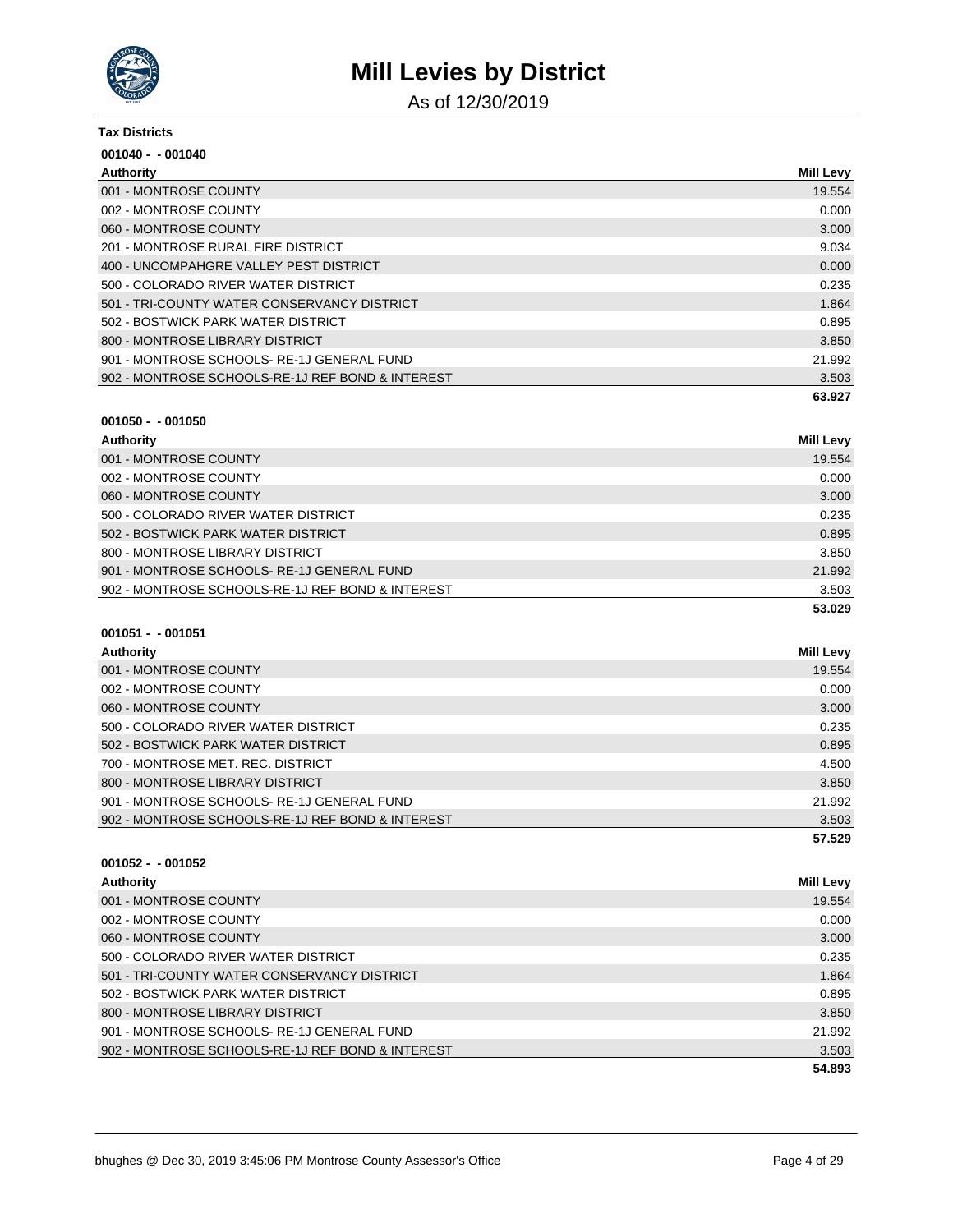# Mill Levies by District

As of 12/30/2019

**Tax Districts**

**001040 - - 001040**

| Authority | Mill Levy |
| --- | --- |
| 001 - MONTROSE COUNTY | 19.554 |
| 002 - MONTROSE COUNTY | 0.000 |
| 060 - MONTROSE COUNTY | 3.000 |
| 201 - MONTROSE RURAL FIRE DISTRICT | 9.034 |
| 400 - UNCOMPAHGRE VALLEY PEST DISTRICT | 0.000 |
| 500 - COLORADO RIVER WATER DISTRICT | 0.235 |
| 501 - TRI-COUNTY WATER CONSERVANCY DISTRICT | 1.864 |
| 502 - BOSTWICK PARK WATER DISTRICT | 0.895 |
| 800 - MONTROSE LIBRARY DISTRICT | 3.850 |
| 901 - MONTROSE SCHOOLS- RE-1J GENERAL FUND | 21.992 |
| 902 - MONTROSE SCHOOLS-RE-1J REF BOND & INTEREST | 3.503 |
| | **63.927** |

**001050 - - 001050**

| Authority | Mill Levy |
| --- | --- |
| 001 - MONTROSE COUNTY | 19.554 |
| 002 - MONTROSE COUNTY | 0.000 |
| 060 - MONTROSE COUNTY | 3.000 |
| 500 - COLORADO RIVER WATER DISTRICT | 0.235 |
| 502 - BOSTWICK PARK WATER DISTRICT | 0.895 |
| 800 - MONTROSE LIBRARY DISTRICT | 3.850 |
| 901 - MONTROSE SCHOOLS- RE-1J GENERAL FUND | 21.992 |
| 902 - MONTROSE SCHOOLS-RE-1J REF BOND & INTEREST | 3.503 |
| | **53.029** |

**001051 - - 001051**

| Authority | Mill Levy |
| --- | --- |
| 001 - MONTROSE COUNTY | 19.554 |
| 002 - MONTROSE COUNTY | 0.000 |
| 060 - MONTROSE COUNTY | 3.000 |
| 500 - COLORADO RIVER WATER DISTRICT | 0.235 |
| 502 - BOSTWICK PARK WATER DISTRICT | 0.895 |
| 700 - MONTROSE MET. REC. DISTRICT | 4.500 |
| 800 - MONTROSE LIBRARY DISTRICT | 3.850 |
| 901 - MONTROSE SCHOOLS- RE-1J GENERAL FUND | 21.992 |
| 902 - MONTROSE SCHOOLS-RE-1J REF BOND & INTEREST | 3.503 |
| | **57.529** |

**001052 - - 001052**

| Authority | Mill Levy |
| --- | --- |
| 001 - MONTROSE COUNTY | 19.554 |
| 002 - MONTROSE COUNTY | 0.000 |
| 060 - MONTROSE COUNTY | 3.000 |
| 500 - COLORADO RIVER WATER DISTRICT | 0.235 |
| 501 - TRI-COUNTY WATER CONSERVANCY DISTRICT | 1.864 |
| 502 - BOSTWICK PARK WATER DISTRICT | 0.895 |
| 800 - MONTROSE LIBRARY DISTRICT | 3.850 |
| 901 - MONTROSE SCHOOLS- RE-1J GENERAL FUND | 21.992 |
| 902 - MONTROSE SCHOOLS-RE-1J REF BOND & INTEREST | 3.503 |
| | **54.893** |

bhughes @ Dec 30, 2019 3:45:06 PM Montrose County Assessor's Office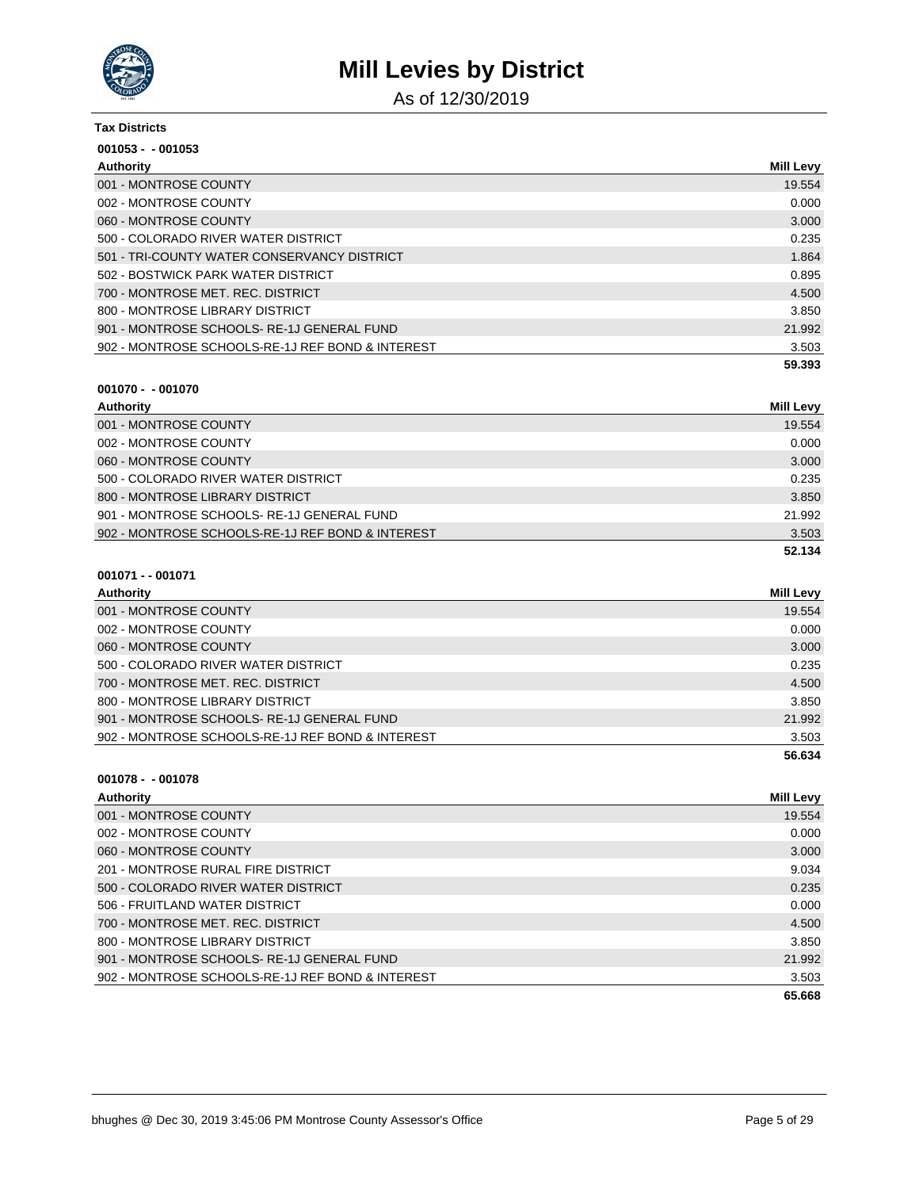# Mill Levies by District

As of 12/30/2019

**Tax Districts**

**001053 - - 001053**

| Authority | Mill Levy |
|---|---|
| 001 - MONTROSE COUNTY | 19.554 |
| 002 - MONTROSE COUNTY | 0.000 |
| 060 - MONTROSE COUNTY | 3.000 |
| 500 - COLORADO RIVER WATER DISTRICT | 0.235 |
| 501 - TRI-COUNTY WATER CONSERVANCY DISTRICT | 1.864 |
| 502 - BOSTWICK PARK WATER DISTRICT | 0.895 |
| 700 - MONTROSE MET. REC. DISTRICT | 4.500 |
| 800 - MONTROSE LIBRARY DISTRICT | 3.850 |
| 901 - MONTROSE SCHOOLS- RE-1J GENERAL FUND | 21.992 |
| 902 - MONTROSE SCHOOLS-RE-1J REF BOND & INTEREST | 3.503 |
| | **59.393** |

**001070 - - 001070**

| Authority | Mill Levy |
|---|---|
| 001 - MONTROSE COUNTY | 19.554 |
| 002 - MONTROSE COUNTY | 0.000 |
| 060 - MONTROSE COUNTY | 3.000 |
| 500 - COLORADO RIVER WATER DISTRICT | 0.235 |
| 800 - MONTROSE LIBRARY DISTRICT | 3.850 |
| 901 - MONTROSE SCHOOLS- RE-1J GENERAL FUND | 21.992 |
| 902 - MONTROSE SCHOOLS-RE-1J REF BOND & INTEREST | 3.503 |
| | **52.134** |

**001071 - - 001071**

| Authority | Mill Levy |
|---|---|
| 001 - MONTROSE COUNTY | 19.554 |
| 002 - MONTROSE COUNTY | 0.000 |
| 060 - MONTROSE COUNTY | 3.000 |
| 500 - COLORADO RIVER WATER DISTRICT | 0.235 |
| 700 - MONTROSE MET. REC. DISTRICT | 4.500 |
| 800 - MONTROSE LIBRARY DISTRICT | 3.850 |
| 901 - MONTROSE SCHOOLS- RE-1J GENERAL FUND | 21.992 |
| 902 - MONTROSE SCHOOLS-RE-1J REF BOND & INTEREST | 3.503 |
| | **56.634** |

**001078 - - 001078**

| Authority | Mill Levy |
|---|---|
| 001 - MONTROSE COUNTY | 19.554 |
| 002 - MONTROSE COUNTY | 0.000 |
| 060 - MONTROSE COUNTY | 3.000 |
| 201 - MONTROSE RURAL FIRE DISTRICT | 9.034 |
| 500 - COLORADO RIVER WATER DISTRICT | 0.235 |
| 506 - FRUITLAND WATER DISTRICT | 0.000 |
| 700 - MONTROSE MET. REC. DISTRICT | 4.500 |
| 800 - MONTROSE LIBRARY DISTRICT | 3.850 |
| 901 - MONTROSE SCHOOLS- RE-1J GENERAL FUND | 21.992 |
| 902 - MONTROSE SCHOOLS-RE-1J REF BOND & INTEREST | 3.503 |
| | **65.668** |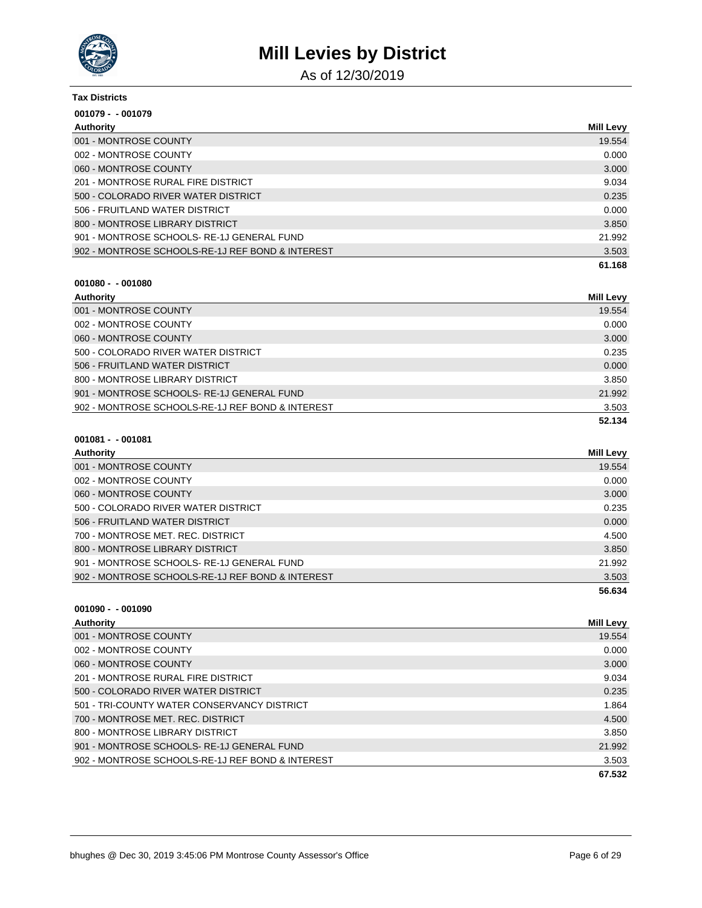# Mill Levies by District

As of 12/30/2019

**Tax Districts**

**001079 - - 001079**

| Authority | Mill Levy |
|---|---|
| 001 - MONTROSE COUNTY | 19.554 |
| 002 - MONTROSE COUNTY | 0.000 |
| 060 - MONTROSE COUNTY | 3.000 |
| 201 - MONTROSE RURAL FIRE DISTRICT | 9.034 |
| 500 - COLORADO RIVER WATER DISTRICT | 0.235 |
| 506 - FRUITLAND WATER DISTRICT | 0.000 |
| 800 - MONTROSE LIBRARY DISTRICT | 3.850 |
| 901 - MONTROSE SCHOOLS- RE-1J GENERAL FUND | 21.992 |
| 902 - MONTROSE SCHOOLS-RE-1J REF BOND & INTEREST | 3.503 |
| | **61.168** |

**001080 - - 001080**

| Authority | Mill Levy |
|---|---|
| 001 - MONTROSE COUNTY | 19.554 |
| 002 - MONTROSE COUNTY | 0.000 |
| 060 - MONTROSE COUNTY | 3.000 |
| 500 - COLORADO RIVER WATER DISTRICT | 0.235 |
| 506 - FRUITLAND WATER DISTRICT | 0.000 |
| 800 - MONTROSE LIBRARY DISTRICT | 3.850 |
| 901 - MONTROSE SCHOOLS- RE-1J GENERAL FUND | 21.992 |
| 902 - MONTROSE SCHOOLS-RE-1J REF BOND & INTEREST | 3.503 |
| | **52.134** |

**001081 - - 001081**

| Authority | Mill Levy |
|---|---|
| 001 - MONTROSE COUNTY | 19.554 |
| 002 - MONTROSE COUNTY | 0.000 |
| 060 - MONTROSE COUNTY | 3.000 |
| 500 - COLORADO RIVER WATER DISTRICT | 0.235 |
| 506 - FRUITLAND WATER DISTRICT | 0.000 |
| 700 - MONTROSE MET. REC. DISTRICT | 4.500 |
| 800 - MONTROSE LIBRARY DISTRICT | 3.850 |
| 901 - MONTROSE SCHOOLS- RE-1J GENERAL FUND | 21.992 |
| 902 - MONTROSE SCHOOLS-RE-1J REF BOND & INTEREST | 3.503 |
| | **56.634** |

**001090 - - 001090**

| Authority | Mill Levy |
|---|---|
| 001 - MONTROSE COUNTY | 19.554 |
| 002 - MONTROSE COUNTY | 0.000 |
| 060 - MONTROSE COUNTY | 3.000 |
| 201 - MONTROSE RURAL FIRE DISTRICT | 9.034 |
| 500 - COLORADO RIVER WATER DISTRICT | 0.235 |
| 501 - TRI-COUNTY WATER CONSERVANCY DISTRICT | 1.864 |
| 700 - MONTROSE MET. REC. DISTRICT | 4.500 |
| 800 - MONTROSE LIBRARY DISTRICT | 3.850 |
| 901 - MONTROSE SCHOOLS- RE-1J GENERAL FUND | 21.992 |
| 902 - MONTROSE SCHOOLS-RE-1J REF BOND & INTEREST | 3.503 |
| | **67.532** |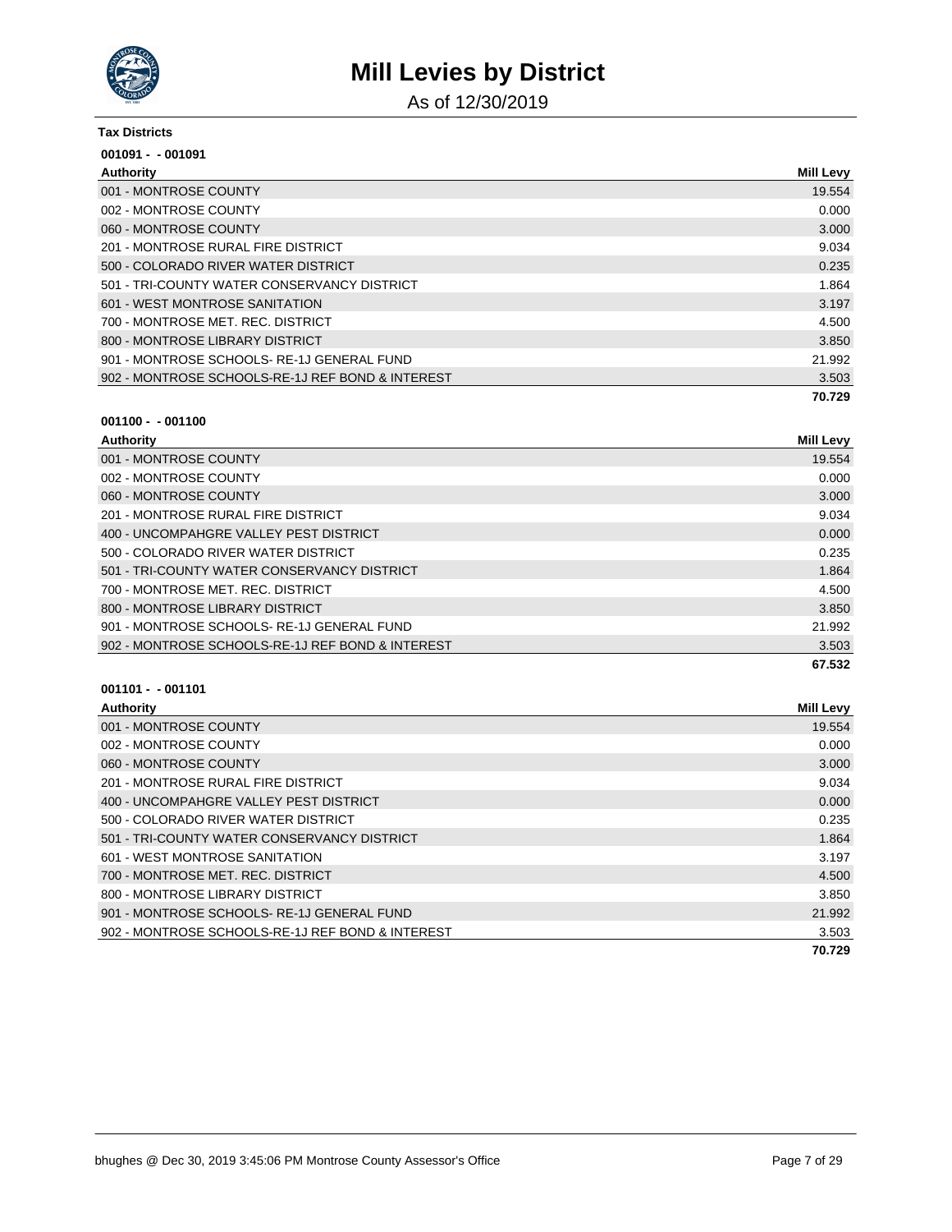# Mill Levies by District

As of 12/30/2019

**Tax Districts**

**001091 - - 001091**

| Authority | Mill Levy |
| --- | --- |
| 001 - MONTROSE COUNTY | 19.554 |
| 002 - MONTROSE COUNTY | 0.000 |
| 060 - MONTROSE COUNTY | 3.000 |
| 201 - MONTROSE RURAL FIRE DISTRICT | 9.034 |
| 500 - COLORADO RIVER WATER DISTRICT | 0.235 |
| 501 - TRI-COUNTY WATER CONSERVANCY DISTRICT | 1.864 |
| 601 - WEST MONTROSE SANITATION | 3.197 |
| 700 - MONTROSE MET. REC. DISTRICT | 4.500 |
| 800 - MONTROSE LIBRARY DISTRICT | 3.850 |
| 901 - MONTROSE SCHOOLS- RE-1J GENERAL FUND | 21.992 |
| 902 - MONTROSE SCHOOLS-RE-1J REF BOND & INTEREST | 3.503 |
| | **70.729** |

**001100 - - 001100**

| Authority | Mill Levy |
| --- | --- |
| 001 - MONTROSE COUNTY | 19.554 |
| 002 - MONTROSE COUNTY | 0.000 |
| 060 - MONTROSE COUNTY | 3.000 |
| 201 - MONTROSE RURAL FIRE DISTRICT | 9.034 |
| 400 - UNCOMPAHGRE VALLEY PEST DISTRICT | 0.000 |
| 500 - COLORADO RIVER WATER DISTRICT | 0.235 |
| 501 - TRI-COUNTY WATER CONSERVANCY DISTRICT | 1.864 |
| 700 - MONTROSE MET. REC. DISTRICT | 4.500 |
| 800 - MONTROSE LIBRARY DISTRICT | 3.850 |
| 901 - MONTROSE SCHOOLS- RE-1J GENERAL FUND | 21.992 |
| 902 - MONTROSE SCHOOLS-RE-1J REF BOND & INTEREST | 3.503 |
| | **67.532** |

**001101 - - 001101**

| Authority | Mill Levy |
| --- | --- |
| 001 - MONTROSE COUNTY | 19.554 |
| 002 - MONTROSE COUNTY | 0.000 |
| 060 - MONTROSE COUNTY | 3.000 |
| 201 - MONTROSE RURAL FIRE DISTRICT | 9.034 |
| 400 - UNCOMPAHGRE VALLEY PEST DISTRICT | 0.000 |
| 500 - COLORADO RIVER WATER DISTRICT | 0.235 |
| 501 - TRI-COUNTY WATER CONSERVANCY DISTRICT | 1.864 |
| 601 - WEST MONTROSE SANITATION | 3.197 |
| 700 - MONTROSE MET. REC. DISTRICT | 4.500 |
| 800 - MONTROSE LIBRARY DISTRICT | 3.850 |
| 901 - MONTROSE SCHOOLS- RE-1J GENERAL FUND | 21.992 |
| 902 - MONTROSE SCHOOLS-RE-1J REF BOND & INTEREST | 3.503 |
| | **70.729** |

bhughes @ Dec 30, 2019 3:45:06 PM Montrose County Assessor's Office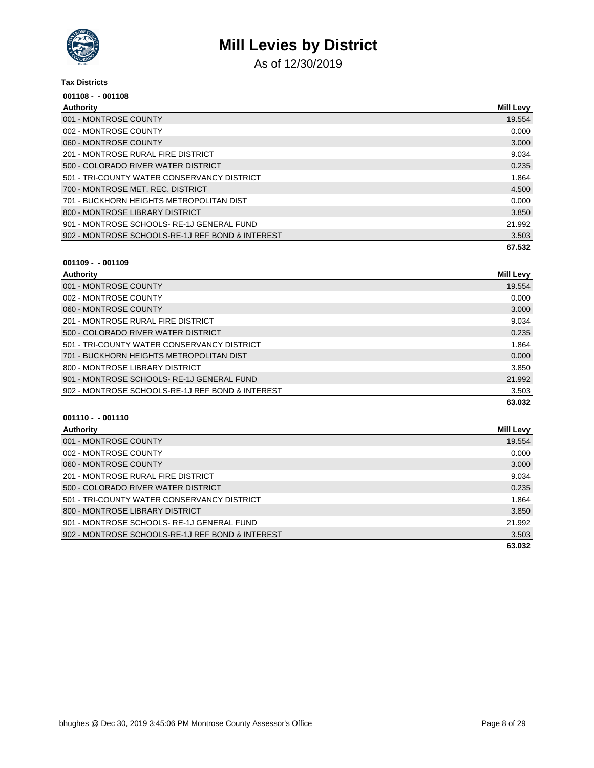# Mill Levies by District

As of 12/30/2019

**Tax Districts**

**001108 - - 001108**

| Authority | Mill Levy |
|---|---|
| 001 - MONTROSE COUNTY | 19.554 |
| 002 - MONTROSE COUNTY | 0.000 |
| 060 - MONTROSE COUNTY | 3.000 |
| 201 - MONTROSE RURAL FIRE DISTRICT | 9.034 |
| 500 - COLORADO RIVER WATER DISTRICT | 0.235 |
| 501 - TRI-COUNTY WATER CONSERVANCY DISTRICT | 1.864 |
| 700 - MONTROSE MET. REC. DISTRICT | 4.500 |
| 701 - BUCKHORN HEIGHTS METROPOLITAN DIST | 0.000 |
| 800 - MONTROSE LIBRARY DISTRICT | 3.850 |
| 901 - MONTROSE SCHOOLS- RE-1J GENERAL FUND | 21.992 |
| 902 - MONTROSE SCHOOLS-RE-1J REF BOND & INTEREST | 3.503 |
| | **67.532** |

**001109 - - 001109**

| Authority | Mill Levy |
|---|---|
| 001 - MONTROSE COUNTY | 19.554 |
| 002 - MONTROSE COUNTY | 0.000 |
| 060 - MONTROSE COUNTY | 3.000 |
| 201 - MONTROSE RURAL FIRE DISTRICT | 9.034 |
| 500 - COLORADO RIVER WATER DISTRICT | 0.235 |
| 501 - TRI-COUNTY WATER CONSERVANCY DISTRICT | 1.864 |
| 701 - BUCKHORN HEIGHTS METROPOLITAN DIST | 0.000 |
| 800 - MONTROSE LIBRARY DISTRICT | 3.850 |
| 901 - MONTROSE SCHOOLS- RE-1J GENERAL FUND | 21.992 |
| 902 - MONTROSE SCHOOLS-RE-1J REF BOND & INTEREST | 3.503 |
| | **63.032** |

**001110 - - 001110**

| Authority | Mill Levy |
|---|---|
| 001 - MONTROSE COUNTY | 19.554 |
| 002 - MONTROSE COUNTY | 0.000 |
| 060 - MONTROSE COUNTY | 3.000 |
| 201 - MONTROSE RURAL FIRE DISTRICT | 9.034 |
| 500 - COLORADO RIVER WATER DISTRICT | 0.235 |
| 501 - TRI-COUNTY WATER CONSERVANCY DISTRICT | 1.864 |
| 800 - MONTROSE LIBRARY DISTRICT | 3.850 |
| 901 - MONTROSE SCHOOLS- RE-1J GENERAL FUND | 21.992 |
| 902 - MONTROSE SCHOOLS-RE-1J REF BOND & INTEREST | 3.503 |
| | **63.032** |

bhughes @ Dec 30, 2019 3:45:06 PM Montrose County Assessor's Office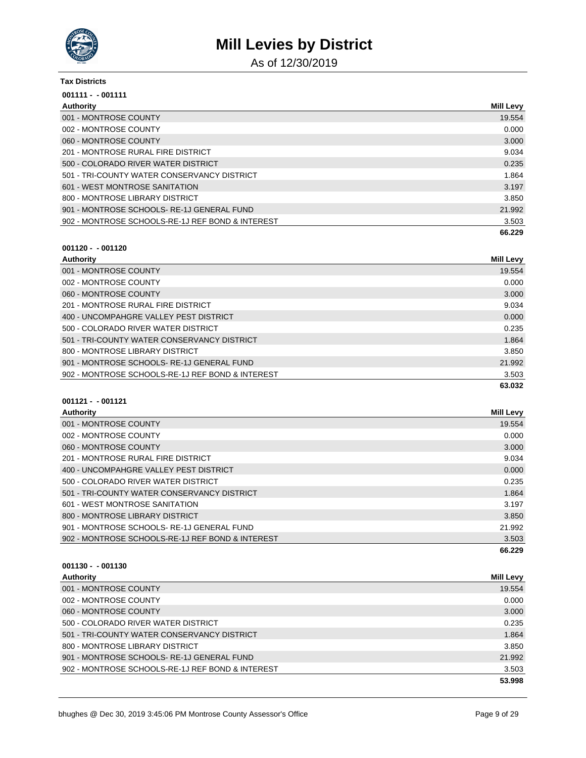# Mill Levies by District

As of 12/30/2019

**Tax Districts**

**001111 - - 001111**

| Authority | Mill Levy |
| --- | --- |
| 001 - MONTROSE COUNTY | 19.554 |
| 002 - MONTROSE COUNTY | 0.000 |
| 060 - MONTROSE COUNTY | 3.000 |
| 201 - MONTROSE RURAL FIRE DISTRICT | 9.034 |
| 500 - COLORADO RIVER WATER DISTRICT | 0.235 |
| 501 - TRI-COUNTY WATER CONSERVANCY DISTRICT | 1.864 |
| 601 - WEST MONTROSE SANITATION | 3.197 |
| 800 - MONTROSE LIBRARY DISTRICT | 3.850 |
| 901 - MONTROSE SCHOOLS- RE-1J GENERAL FUND | 21.992 |
| 902 - MONTROSE SCHOOLS-RE-1J REF BOND & INTEREST | 3.503 |
| | **66.229** |

**001120 - - 001120**

| Authority | Mill Levy |
| --- | --- |
| 001 - MONTROSE COUNTY | 19.554 |
| 002 - MONTROSE COUNTY | 0.000 |
| 060 - MONTROSE COUNTY | 3.000 |
| 201 - MONTROSE RURAL FIRE DISTRICT | 9.034 |
| 400 - UNCOMPAHGRE VALLEY PEST DISTRICT | 0.000 |
| 500 - COLORADO RIVER WATER DISTRICT | 0.235 |
| 501 - TRI-COUNTY WATER CONSERVANCY DISTRICT | 1.864 |
| 800 - MONTROSE LIBRARY DISTRICT | 3.850 |
| 901 - MONTROSE SCHOOLS- RE-1J GENERAL FUND | 21.992 |
| 902 - MONTROSE SCHOOLS-RE-1J REF BOND & INTEREST | 3.503 |
| | **63.032** |

**001121 - - 001121**

| Authority | Mill Levy |
| --- | --- |
| 001 - MONTROSE COUNTY | 19.554 |
| 002 - MONTROSE COUNTY | 0.000 |
| 060 - MONTROSE COUNTY | 3.000 |
| 201 - MONTROSE RURAL FIRE DISTRICT | 9.034 |
| 400 - UNCOMPAHGRE VALLEY PEST DISTRICT | 0.000 |
| 500 - COLORADO RIVER WATER DISTRICT | 0.235 |
| 501 - TRI-COUNTY WATER CONSERVANCY DISTRICT | 1.864 |
| 601 - WEST MONTROSE SANITATION | 3.197 |
| 800 - MONTROSE LIBRARY DISTRICT | 3.850 |
| 901 - MONTROSE SCHOOLS- RE-1J GENERAL FUND | 21.992 |
| 902 - MONTROSE SCHOOLS-RE-1J REF BOND & INTEREST | 3.503 |
| | **66.229** |

**001130 - - 001130**

| Authority | Mill Levy |
| --- | --- |
| 001 - MONTROSE COUNTY | 19.554 |
| 002 - MONTROSE COUNTY | 0.000 |
| 060 - MONTROSE COUNTY | 3.000 |
| 500 - COLORADO RIVER WATER DISTRICT | 0.235 |
| 501 - TRI-COUNTY WATER CONSERVANCY DISTRICT | 1.864 |
| 800 - MONTROSE LIBRARY DISTRICT | 3.850 |
| 901 - MONTROSE SCHOOLS- RE-1J GENERAL FUND | 21.992 |
| 902 - MONTROSE SCHOOLS-RE-1J REF BOND & INTEREST | 3.503 |
| | **53.998** |

bhughes @ Dec 30, 2019 3:45:06 PM Montrose County Assessor's Office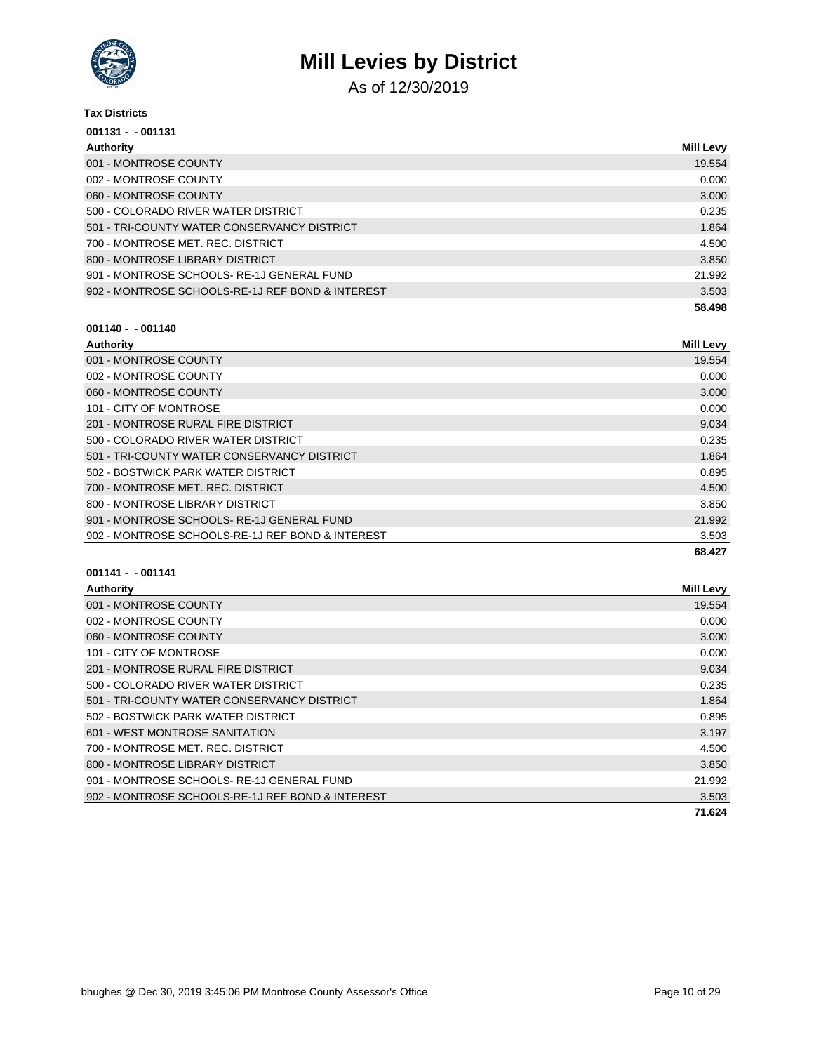# Mill Levies by District

As of 12/30/2019

**Tax Districts**

**001131 - - 001131**

| Authority | Mill Levy |
|---|---|
| 001 - MONTROSE COUNTY | 19.554 |
| 002 - MONTROSE COUNTY | 0.000 |
| 060 - MONTROSE COUNTY | 3.000 |
| 500 - COLORADO RIVER WATER DISTRICT | 0.235 |
| 501 - TRI-COUNTY WATER CONSERVANCY DISTRICT | 1.864 |
| 700 - MONTROSE MET. REC. DISTRICT | 4.500 |
| 800 - MONTROSE LIBRARY DISTRICT | 3.850 |
| 901 - MONTROSE SCHOOLS- RE-1J GENERAL FUND | 21.992 |
| 902 - MONTROSE SCHOOLS-RE-1J REF BOND & INTEREST | 3.503 |
| | **58.498** |

**001140 - - 001140**

| Authority | Mill Levy |
|---|---|
| 001 - MONTROSE COUNTY | 19.554 |
| 002 - MONTROSE COUNTY | 0.000 |
| 060 - MONTROSE COUNTY | 3.000 |
| 101 - CITY OF MONTROSE | 0.000 |
| 201 - MONTROSE RURAL FIRE DISTRICT | 9.034 |
| 500 - COLORADO RIVER WATER DISTRICT | 0.235 |
| 501 - TRI-COUNTY WATER CONSERVANCY DISTRICT | 1.864 |
| 502 - BOSTWICK PARK WATER DISTRICT | 0.895 |
| 700 - MONTROSE MET. REC. DISTRICT | 4.500 |
| 800 - MONTROSE LIBRARY DISTRICT | 3.850 |
| 901 - MONTROSE SCHOOLS- RE-1J GENERAL FUND | 21.992 |
| 902 - MONTROSE SCHOOLS-RE-1J REF BOND & INTEREST | 3.503 |
| | **68.427** |

**001141 - - 001141**

| Authority | Mill Levy |
|---|---|
| 001 - MONTROSE COUNTY | 19.554 |
| 002 - MONTROSE COUNTY | 0.000 |
| 060 - MONTROSE COUNTY | 3.000 |
| 101 - CITY OF MONTROSE | 0.000 |
| 201 - MONTROSE RURAL FIRE DISTRICT | 9.034 |
| 500 - COLORADO RIVER WATER DISTRICT | 0.235 |
| 501 - TRI-COUNTY WATER CONSERVANCY DISTRICT | 1.864 |
| 502 - BOSTWICK PARK WATER DISTRICT | 0.895 |
| 601 - WEST MONTROSE SANITATION | 3.197 |
| 700 - MONTROSE MET. REC. DISTRICT | 4.500 |
| 800 - MONTROSE LIBRARY DISTRICT | 3.850 |
| 901 - MONTROSE SCHOOLS- RE-1J GENERAL FUND | 21.992 |
| 902 - MONTROSE SCHOOLS-RE-1J REF BOND & INTEREST | 3.503 |
| | **71.624** |

bhughes @ Dec 30, 2019 3:45:06 PM Montrose County Assessor's Office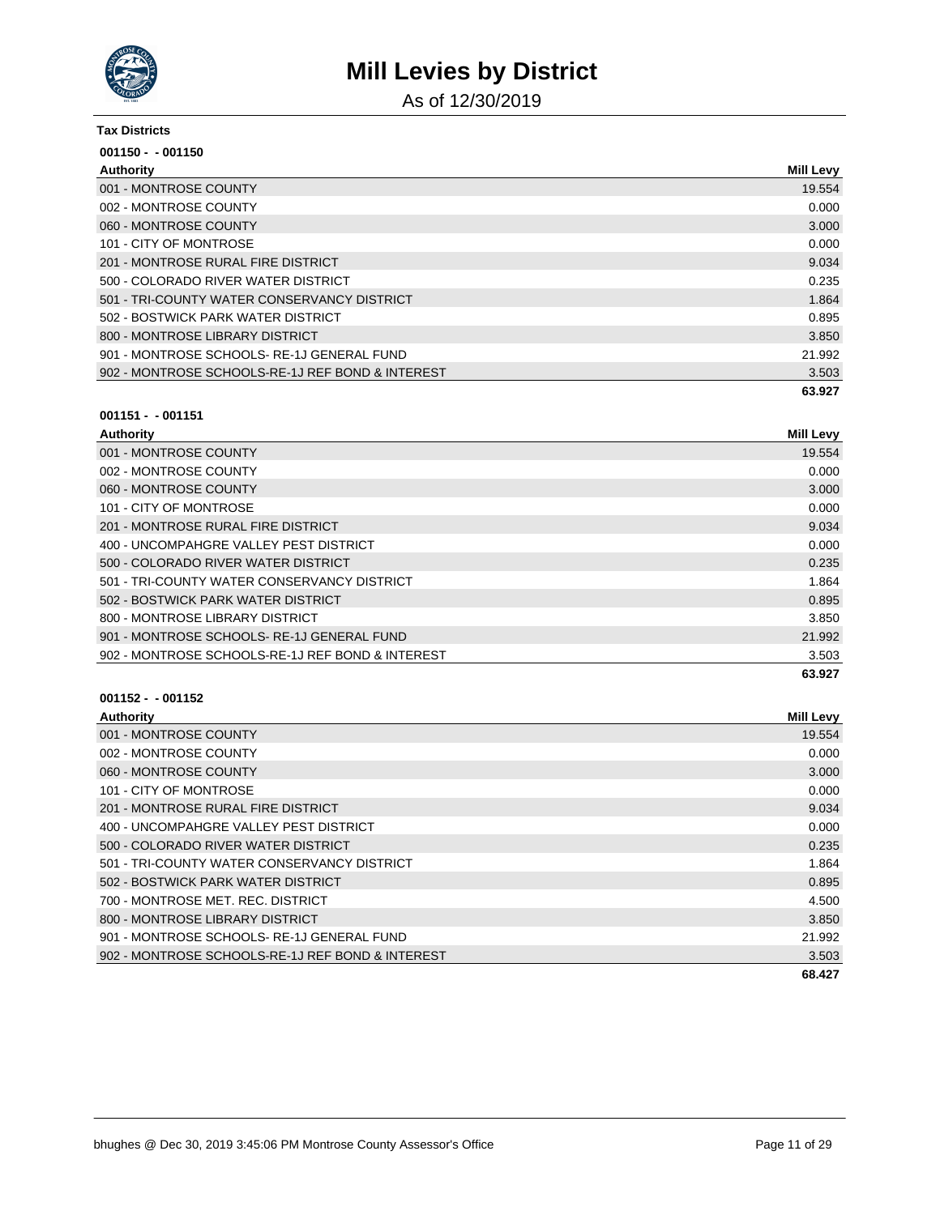# Mill Levies by District

As of 12/30/2019

**Tax Districts**

**001150 - - 001150**

| Authority | Mill Levy |
|---|---|
| 001 - MONTROSE COUNTY | 19.554 |
| 002 - MONTROSE COUNTY | 0.000 |
| 060 - MONTROSE COUNTY | 3.000 |
| 101 - CITY OF MONTROSE | 0.000 |
| 201 - MONTROSE RURAL FIRE DISTRICT | 9.034 |
| 500 - COLORADO RIVER WATER DISTRICT | 0.235 |
| 501 - TRI-COUNTY WATER CONSERVANCY DISTRICT | 1.864 |
| 502 - BOSTWICK PARK WATER DISTRICT | 0.895 |
| 800 - MONTROSE LIBRARY DISTRICT | 3.850 |
| 901 - MONTROSE SCHOOLS- RE-1J GENERAL FUND | 21.992 |
| 902 - MONTROSE SCHOOLS-RE-1J REF BOND & INTEREST | 3.503 |
| | **63.927** |

**001151 - - 001151**

| Authority | Mill Levy |
|---|---|
| 001 - MONTROSE COUNTY | 19.554 |
| 002 - MONTROSE COUNTY | 0.000 |
| 060 - MONTROSE COUNTY | 3.000 |
| 101 - CITY OF MONTROSE | 0.000 |
| 201 - MONTROSE RURAL FIRE DISTRICT | 9.034 |
| 400 - UNCOMPAHGRE VALLEY PEST DISTRICT | 0.000 |
| 500 - COLORADO RIVER WATER DISTRICT | 0.235 |
| 501 - TRI-COUNTY WATER CONSERVANCY DISTRICT | 1.864 |
| 502 - BOSTWICK PARK WATER DISTRICT | 0.895 |
| 800 - MONTROSE LIBRARY DISTRICT | 3.850 |
| 901 - MONTROSE SCHOOLS- RE-1J GENERAL FUND | 21.992 |
| 902 - MONTROSE SCHOOLS-RE-1J REF BOND & INTEREST | 3.503 |
| | **63.927** |

**001152 - - 001152**

| Authority | Mill Levy |
|---|---|
| 001 - MONTROSE COUNTY | 19.554 |
| 002 - MONTROSE COUNTY | 0.000 |
| 060 - MONTROSE COUNTY | 3.000 |
| 101 - CITY OF MONTROSE | 0.000 |
| 201 - MONTROSE RURAL FIRE DISTRICT | 9.034 |
| 400 - UNCOMPAHGRE VALLEY PEST DISTRICT | 0.000 |
| 500 - COLORADO RIVER WATER DISTRICT | 0.235 |
| 501 - TRI-COUNTY WATER CONSERVANCY DISTRICT | 1.864 |
| 502 - BOSTWICK PARK WATER DISTRICT | 0.895 |
| 700 - MONTROSE MET. REC. DISTRICT | 4.500 |
| 800 - MONTROSE LIBRARY DISTRICT | 3.850 |
| 901 - MONTROSE SCHOOLS- RE-1J GENERAL FUND | 21.992 |
| 902 - MONTROSE SCHOOLS-RE-1J REF BOND & INTEREST | 3.503 |
| | **68.427** |

bhughes @ Dec 30, 2019 3:45:06 PM Montrose County Assessor's Office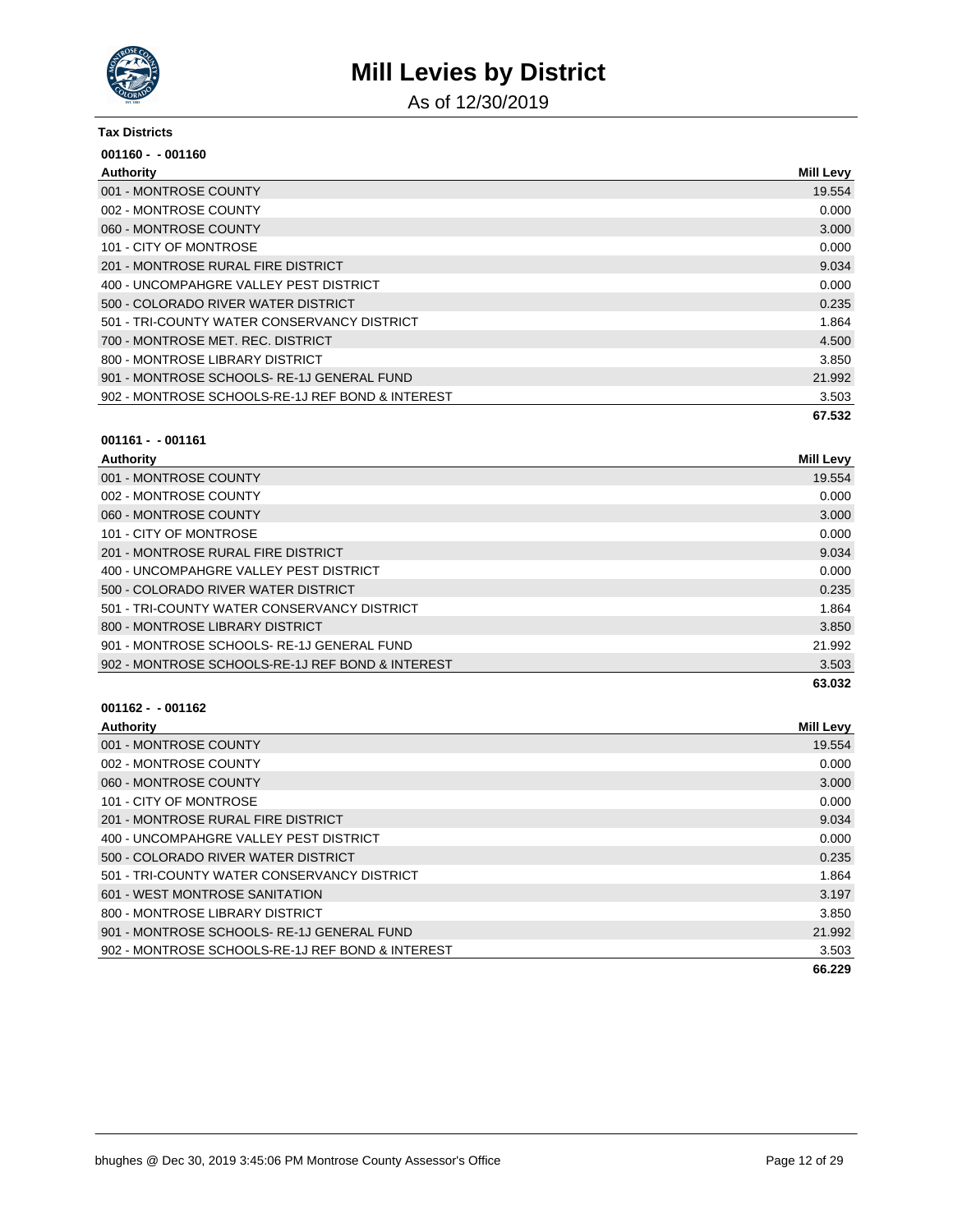# Mill Levies by District

As of 12/30/2019

**Tax Districts**

**001160 - - 001160**

| Authority | Mill Levy |
| --- | --- |
| 001 - MONTROSE COUNTY | 19.554 |
| 002 - MONTROSE COUNTY | 0.000 |
| 060 - MONTROSE COUNTY | 3.000 |
| 101 - CITY OF MONTROSE | 0.000 |
| 201 - MONTROSE RURAL FIRE DISTRICT | 9.034 |
| 400 - UNCOMPAHGRE VALLEY PEST DISTRICT | 0.000 |
| 500 - COLORADO RIVER WATER DISTRICT | 0.235 |
| 501 - TRI-COUNTY WATER CONSERVANCY DISTRICT | 1.864 |
| 700 - MONTROSE MET. REC. DISTRICT | 4.500 |
| 800 - MONTROSE LIBRARY DISTRICT | 3.850 |
| 901 - MONTROSE SCHOOLS- RE-1J GENERAL FUND | 21.992 |
| 902 - MONTROSE SCHOOLS-RE-1J REF BOND & INTEREST | 3.503 |
| | **67.532** |

**001161 - - 001161**

| Authority | Mill Levy |
| --- | --- |
| 001 - MONTROSE COUNTY | 19.554 |
| 002 - MONTROSE COUNTY | 0.000 |
| 060 - MONTROSE COUNTY | 3.000 |
| 101 - CITY OF MONTROSE | 0.000 |
| 201 - MONTROSE RURAL FIRE DISTRICT | 9.034 |
| 400 - UNCOMPAHGRE VALLEY PEST DISTRICT | 0.000 |
| 500 - COLORADO RIVER WATER DISTRICT | 0.235 |
| 501 - TRI-COUNTY WATER CONSERVANCY DISTRICT | 1.864 |
| 800 - MONTROSE LIBRARY DISTRICT | 3.850 |
| 901 - MONTROSE SCHOOLS- RE-1J GENERAL FUND | 21.992 |
| 902 - MONTROSE SCHOOLS-RE-1J REF BOND & INTEREST | 3.503 |
| | **63.032** |

**001162 - - 001162**

| Authority | Mill Levy |
| --- | --- |
| 001 - MONTROSE COUNTY | 19.554 |
| 002 - MONTROSE COUNTY | 0.000 |
| 060 - MONTROSE COUNTY | 3.000 |
| 101 - CITY OF MONTROSE | 0.000 |
| 201 - MONTROSE RURAL FIRE DISTRICT | 9.034 |
| 400 - UNCOMPAHGRE VALLEY PEST DISTRICT | 0.000 |
| 500 - COLORADO RIVER WATER DISTRICT | 0.235 |
| 501 - TRI-COUNTY WATER CONSERVANCY DISTRICT | 1.864 |
| 601 - WEST MONTROSE SANITATION | 3.197 |
| 800 - MONTROSE LIBRARY DISTRICT | 3.850 |
| 901 - MONTROSE SCHOOLS- RE-1J GENERAL FUND | 21.992 |
| 902 - MONTROSE SCHOOLS-RE-1J REF BOND & INTEREST | 3.503 |
| | **66.229** |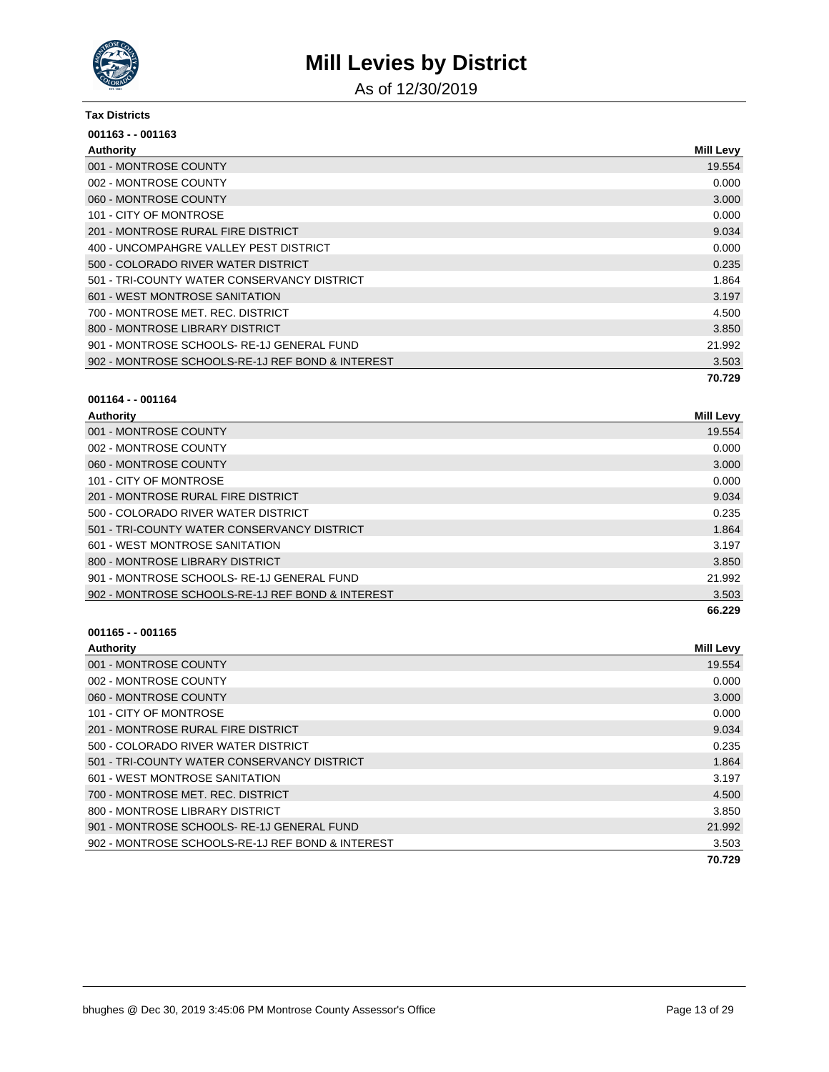# Mill Levies by District

As of 12/30/2019

**Tax Districts**

**001163 - - 001163**

| Authority | Mill Levy |
|---|---|
| 001 - MONTROSE COUNTY | 19.554 |
| 002 - MONTROSE COUNTY | 0.000 |
| 060 - MONTROSE COUNTY | 3.000 |
| 101 - CITY OF MONTROSE | 0.000 |
| 201 - MONTROSE RURAL FIRE DISTRICT | 9.034 |
| 400 - UNCOMPAHGRE VALLEY PEST DISTRICT | 0.000 |
| 500 - COLORADO RIVER WATER DISTRICT | 0.235 |
| 501 - TRI-COUNTY WATER CONSERVANCY DISTRICT | 1.864 |
| 601 - WEST MONTROSE SANITATION | 3.197 |
| 700 - MONTROSE MET. REC. DISTRICT | 4.500 |
| 800 - MONTROSE LIBRARY DISTRICT | 3.850 |
| 901 - MONTROSE SCHOOLS- RE-1J GENERAL FUND | 21.992 |
| 902 - MONTROSE SCHOOLS-RE-1J REF BOND & INTEREST | 3.503 |
| | **70.729** |

**001164 - - 001164**

| Authority | Mill Levy |
|---|---|
| 001 - MONTROSE COUNTY | 19.554 |
| 002 - MONTROSE COUNTY | 0.000 |
| 060 - MONTROSE COUNTY | 3.000 |
| 101 - CITY OF MONTROSE | 0.000 |
| 201 - MONTROSE RURAL FIRE DISTRICT | 9.034 |
| 500 - COLORADO RIVER WATER DISTRICT | 0.235 |
| 501 - TRI-COUNTY WATER CONSERVANCY DISTRICT | 1.864 |
| 601 - WEST MONTROSE SANITATION | 3.197 |
| 800 - MONTROSE LIBRARY DISTRICT | 3.850 |
| 901 - MONTROSE SCHOOLS- RE-1J GENERAL FUND | 21.992 |
| 902 - MONTROSE SCHOOLS-RE-1J REF BOND & INTEREST | 3.503 |
| | **66.229** |

**001165 - - 001165**

| Authority | Mill Levy |
|---|---|
| 001 - MONTROSE COUNTY | 19.554 |
| 002 - MONTROSE COUNTY | 0.000 |
| 060 - MONTROSE COUNTY | 3.000 |
| 101 - CITY OF MONTROSE | 0.000 |
| 201 - MONTROSE RURAL FIRE DISTRICT | 9.034 |
| 500 - COLORADO RIVER WATER DISTRICT | 0.235 |
| 501 - TRI-COUNTY WATER CONSERVANCY DISTRICT | 1.864 |
| 601 - WEST MONTROSE SANITATION | 3.197 |
| 700 - MONTROSE MET. REC. DISTRICT | 4.500 |
| 800 - MONTROSE LIBRARY DISTRICT | 3.850 |
| 901 - MONTROSE SCHOOLS- RE-1J GENERAL FUND | 21.992 |
| 902 - MONTROSE SCHOOLS-RE-1J REF BOND & INTEREST | 3.503 |
| | **70.729** |

bhughes @ Dec 30, 2019 3:45:06 PM Montrose County Assessor's Office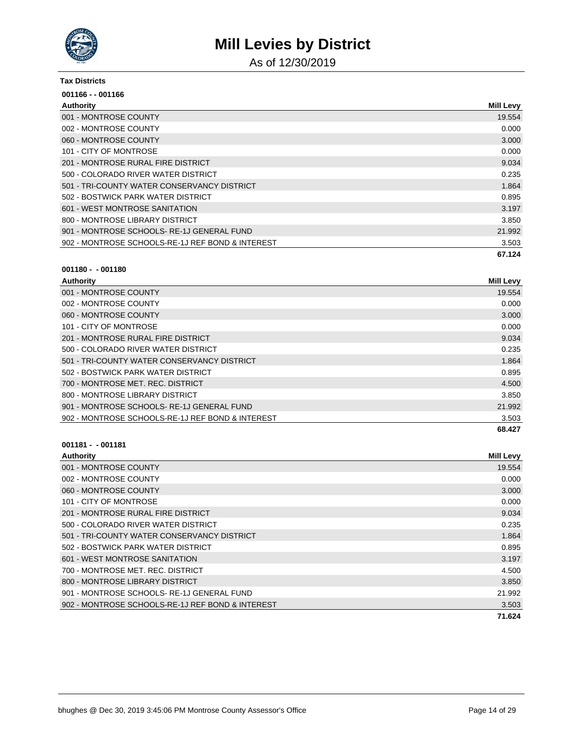# Mill Levies by District

As of 12/30/2019

**Tax Districts**

**001166 - - 001166**

| Authority | Mill Levy |
| --- | --- |
| 001 - MONTROSE COUNTY | 19.554 |
| 002 - MONTROSE COUNTY | 0.000 |
| 060 - MONTROSE COUNTY | 3.000 |
| 101 - CITY OF MONTROSE | 0.000 |
| 201 - MONTROSE RURAL FIRE DISTRICT | 9.034 |
| 500 - COLORADO RIVER WATER DISTRICT | 0.235 |
| 501 - TRI-COUNTY WATER CONSERVANCY DISTRICT | 1.864 |
| 502 - BOSTWICK PARK WATER DISTRICT | 0.895 |
| 601 - WEST MONTROSE SANITATION | 3.197 |
| 800 - MONTROSE LIBRARY DISTRICT | 3.850 |
| 901 - MONTROSE SCHOOLS- RE-1J GENERAL FUND | 21.992 |
| 902 - MONTROSE SCHOOLS-RE-1J REF BOND & INTEREST | 3.503 |
| | **67.124** |

**001180 - - 001180**

| Authority | Mill Levy |
| --- | --- |
| 001 - MONTROSE COUNTY | 19.554 |
| 002 - MONTROSE COUNTY | 0.000 |
| 060 - MONTROSE COUNTY | 3.000 |
| 101 - CITY OF MONTROSE | 0.000 |
| 201 - MONTROSE RURAL FIRE DISTRICT | 9.034 |
| 500 - COLORADO RIVER WATER DISTRICT | 0.235 |
| 501 - TRI-COUNTY WATER CONSERVANCY DISTRICT | 1.864 |
| 502 - BOSTWICK PARK WATER DISTRICT | 0.895 |
| 700 - MONTROSE MET. REC. DISTRICT | 4.500 |
| 800 - MONTROSE LIBRARY DISTRICT | 3.850 |
| 901 - MONTROSE SCHOOLS- RE-1J GENERAL FUND | 21.992 |
| 902 - MONTROSE SCHOOLS-RE-1J REF BOND & INTEREST | 3.503 |
| | **68.427** |

**001181 - - 001181**

| Authority | Mill Levy |
| --- | --- |
| 001 - MONTROSE COUNTY | 19.554 |
| 002 - MONTROSE COUNTY | 0.000 |
| 060 - MONTROSE COUNTY | 3.000 |
| 101 - CITY OF MONTROSE | 0.000 |
| 201 - MONTROSE RURAL FIRE DISTRICT | 9.034 |
| 500 - COLORADO RIVER WATER DISTRICT | 0.235 |
| 501 - TRI-COUNTY WATER CONSERVANCY DISTRICT | 1.864 |
| 502 - BOSTWICK PARK WATER DISTRICT | 0.895 |
| 601 - WEST MONTROSE SANITATION | 3.197 |
| 700 - MONTROSE MET. REC. DISTRICT | 4.500 |
| 800 - MONTROSE LIBRARY DISTRICT | 3.850 |
| 901 - MONTROSE SCHOOLS- RE-1J GENERAL FUND | 21.992 |
| 902 - MONTROSE SCHOOLS-RE-1J REF BOND & INTEREST | 3.503 |
| | **71.624** |

bhughes @ Dec 30, 2019 3:45:06 PM Montrose County Assessor's Office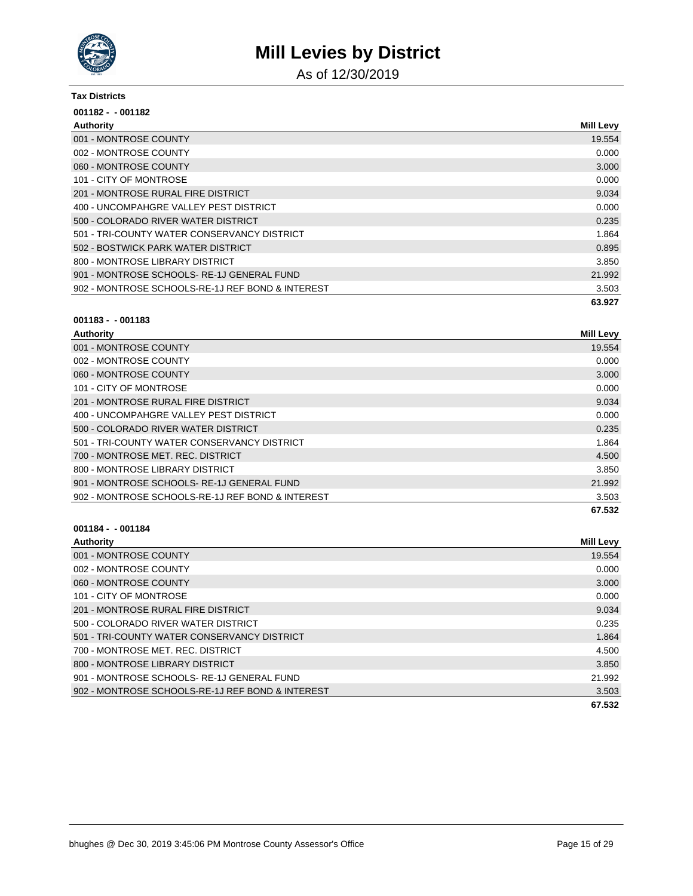# Mill Levies by District

As of 12/30/2019

**Tax Districts**

**001182 - - 001182**

| Authority | Mill Levy |
|---|---|
| 001 - MONTROSE COUNTY | 19.554 |
| 002 - MONTROSE COUNTY | 0.000 |
| 060 - MONTROSE COUNTY | 3.000 |
| 101 - CITY OF MONTROSE | 0.000 |
| 201 - MONTROSE RURAL FIRE DISTRICT | 9.034 |
| 400 - UNCOMPAHGRE VALLEY PEST DISTRICT | 0.000 |
| 500 - COLORADO RIVER WATER DISTRICT | 0.235 |
| 501 - TRI-COUNTY WATER CONSERVANCY DISTRICT | 1.864 |
| 502 - BOSTWICK PARK WATER DISTRICT | 0.895 |
| 800 - MONTROSE LIBRARY DISTRICT | 3.850 |
| 901 - MONTROSE SCHOOLS- RE-1J GENERAL FUND | 21.992 |
| 902 - MONTROSE SCHOOLS-RE-1J REF BOND & INTEREST | 3.503 |
| | **63.927** |

**001183 - - 001183**

| Authority | Mill Levy |
|---|---|
| 001 - MONTROSE COUNTY | 19.554 |
| 002 - MONTROSE COUNTY | 0.000 |
| 060 - MONTROSE COUNTY | 3.000 |
| 101 - CITY OF MONTROSE | 0.000 |
| 201 - MONTROSE RURAL FIRE DISTRICT | 9.034 |
| 400 - UNCOMPAHGRE VALLEY PEST DISTRICT | 0.000 |
| 500 - COLORADO RIVER WATER DISTRICT | 0.235 |
| 501 - TRI-COUNTY WATER CONSERVANCY DISTRICT | 1.864 |
| 700 - MONTROSE MET. REC. DISTRICT | 4.500 |
| 800 - MONTROSE LIBRARY DISTRICT | 3.850 |
| 901 - MONTROSE SCHOOLS- RE-1J GENERAL FUND | 21.992 |
| 902 - MONTROSE SCHOOLS-RE-1J REF BOND & INTEREST | 3.503 |
| | **67.532** |

**001184 - - 001184**

| Authority | Mill Levy |
|---|---|
| 001 - MONTROSE COUNTY | 19.554 |
| 002 - MONTROSE COUNTY | 0.000 |
| 060 - MONTROSE COUNTY | 3.000 |
| 101 - CITY OF MONTROSE | 0.000 |
| 201 - MONTROSE RURAL FIRE DISTRICT | 9.034 |
| 500 - COLORADO RIVER WATER DISTRICT | 0.235 |
| 501 - TRI-COUNTY WATER CONSERVANCY DISTRICT | 1.864 |
| 700 - MONTROSE MET. REC. DISTRICT | 4.500 |
| 800 - MONTROSE LIBRARY DISTRICT | 3.850 |
| 901 - MONTROSE SCHOOLS- RE-1J GENERAL FUND | 21.992 |
| 902 - MONTROSE SCHOOLS-RE-1J REF BOND & INTEREST | 3.503 |
| | **67.532** |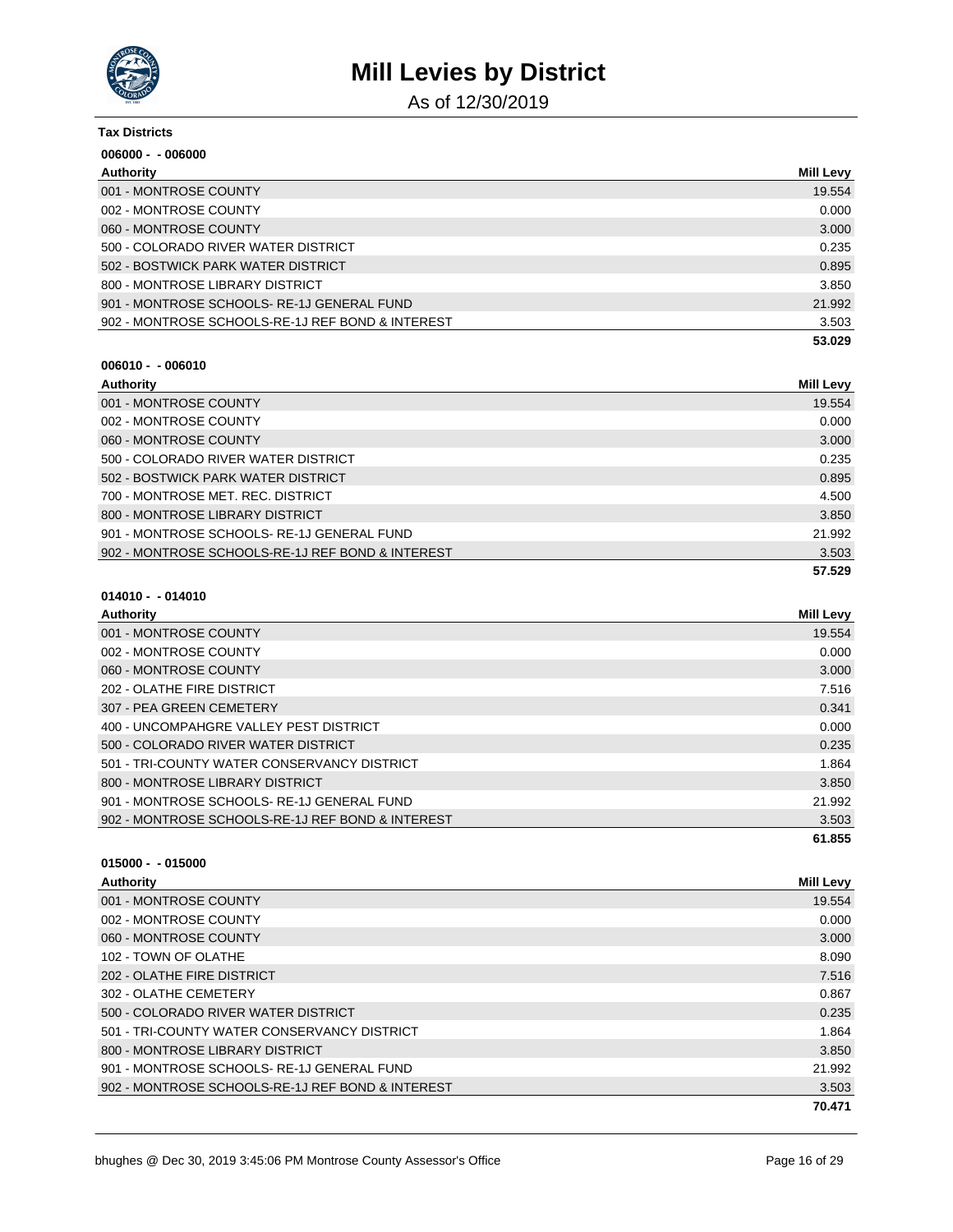# Mill Levies by District

As of 12/30/2019

**Tax Districts**

**006000 - - 006000**

| Authority | Mill Levy |
|---|---|
| 001 - MONTROSE COUNTY | 19.554 |
| 002 - MONTROSE COUNTY | 0.000 |
| 060 - MONTROSE COUNTY | 3.000 |
| 500 - COLORADO RIVER WATER DISTRICT | 0.235 |
| 502 - BOSTWICK PARK WATER DISTRICT | 0.895 |
| 800 - MONTROSE LIBRARY DISTRICT | 3.850 |
| 901 - MONTROSE SCHOOLS- RE-1J GENERAL FUND | 21.992 |
| 902 - MONTROSE SCHOOLS-RE-1J REF BOND & INTEREST | 3.503 |
| | **53.029** |

**006010 - - 006010**

| Authority | Mill Levy |
|---|---|
| 001 - MONTROSE COUNTY | 19.554 |
| 002 - MONTROSE COUNTY | 0.000 |
| 060 - MONTROSE COUNTY | 3.000 |
| 500 - COLORADO RIVER WATER DISTRICT | 0.235 |
| 502 - BOSTWICK PARK WATER DISTRICT | 0.895 |
| 700 - MONTROSE MET. REC. DISTRICT | 4.500 |
| 800 - MONTROSE LIBRARY DISTRICT | 3.850 |
| 901 - MONTROSE SCHOOLS- RE-1J GENERAL FUND | 21.992 |
| 902 - MONTROSE SCHOOLS-RE-1J REF BOND & INTEREST | 3.503 |
| | **57.529** |

**014010 - - 014010**

| Authority | Mill Levy |
|---|---|
| 001 - MONTROSE COUNTY | 19.554 |
| 002 - MONTROSE COUNTY | 0.000 |
| 060 - MONTROSE COUNTY | 3.000 |
| 202 - OLATHE FIRE DISTRICT | 7.516 |
| 307 - PEA GREEN CEMETERY | 0.341 |
| 400 - UNCOMPAHGRE VALLEY PEST DISTRICT | 0.000 |
| 500 - COLORADO RIVER WATER DISTRICT | 0.235 |
| 501 - TRI-COUNTY WATER CONSERVANCY DISTRICT | 1.864 |
| 800 - MONTROSE LIBRARY DISTRICT | 3.850 |
| 901 - MONTROSE SCHOOLS- RE-1J GENERAL FUND | 21.992 |
| 902 - MONTROSE SCHOOLS-RE-1J REF BOND & INTEREST | 3.503 |
| | **61.855** |

**015000 - - 015000**

| Authority | Mill Levy |
|---|---|
| 001 - MONTROSE COUNTY | 19.554 |
| 002 - MONTROSE COUNTY | 0.000 |
| 060 - MONTROSE COUNTY | 3.000 |
| 102 - TOWN OF OLATHE | 8.090 |
| 202 - OLATHE FIRE DISTRICT | 7.516 |
| 302 - OLATHE CEMETERY | 0.867 |
| 500 - COLORADO RIVER WATER DISTRICT | 0.235 |
| 501 - TRI-COUNTY WATER CONSERVANCY DISTRICT | 1.864 |
| 800 - MONTROSE LIBRARY DISTRICT | 3.850 |
| 901 - MONTROSE SCHOOLS- RE-1J GENERAL FUND | 21.992 |
| 902 - MONTROSE SCHOOLS-RE-1J REF BOND & INTEREST | 3.503 |
| | **70.471** |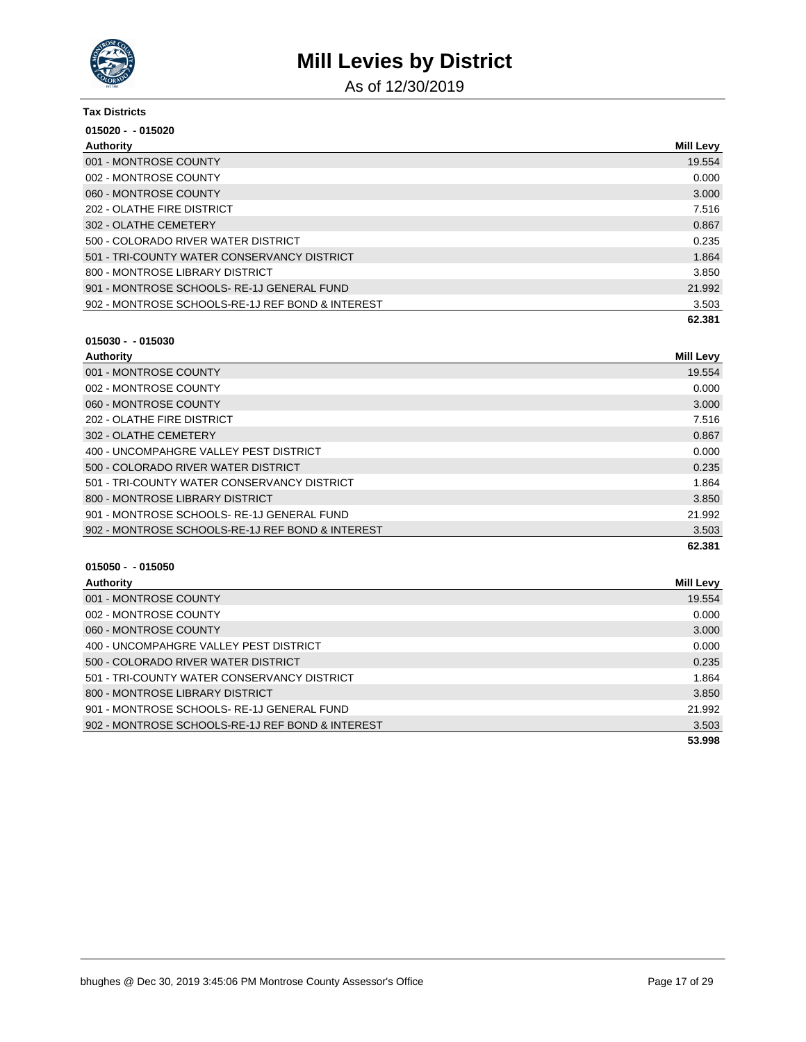# Mill Levies by District

As of 12/30/2019

**Tax Districts**

**015020 - - 015020**

| Authority | Mill Levy |
|---|---|
| 001 - MONTROSE COUNTY | 19.554 |
| 002 - MONTROSE COUNTY | 0.000 |
| 060 - MONTROSE COUNTY | 3.000 |
| 202 - OLATHE FIRE DISTRICT | 7.516 |
| 302 - OLATHE CEMETERY | 0.867 |
| 500 - COLORADO RIVER WATER DISTRICT | 0.235 |
| 501 - TRI-COUNTY WATER CONSERVANCY DISTRICT | 1.864 |
| 800 - MONTROSE LIBRARY DISTRICT | 3.850 |
| 901 - MONTROSE SCHOOLS- RE-1J GENERAL FUND | 21.992 |
| 902 - MONTROSE SCHOOLS-RE-1J REF BOND & INTEREST | 3.503 |
| | **62.381** |

**015030 - - 015030**

| Authority | Mill Levy |
|---|---|
| 001 - MONTROSE COUNTY | 19.554 |
| 002 - MONTROSE COUNTY | 0.000 |
| 060 - MONTROSE COUNTY | 3.000 |
| 202 - OLATHE FIRE DISTRICT | 7.516 |
| 302 - OLATHE CEMETERY | 0.867 |
| 400 - UNCOMPAHGRE VALLEY PEST DISTRICT | 0.000 |
| 500 - COLORADO RIVER WATER DISTRICT | 0.235 |
| 501 - TRI-COUNTY WATER CONSERVANCY DISTRICT | 1.864 |
| 800 - MONTROSE LIBRARY DISTRICT | 3.850 |
| 901 - MONTROSE SCHOOLS- RE-1J GENERAL FUND | 21.992 |
| 902 - MONTROSE SCHOOLS-RE-1J REF BOND & INTEREST | 3.503 |
| | **62.381** |

**015050 - - 015050**

| Authority | Mill Levy |
|---|---|
| 001 - MONTROSE COUNTY | 19.554 |
| 002 - MONTROSE COUNTY | 0.000 |
| 060 - MONTROSE COUNTY | 3.000 |
| 400 - UNCOMPAHGRE VALLEY PEST DISTRICT | 0.000 |
| 500 - COLORADO RIVER WATER DISTRICT | 0.235 |
| 501 - TRI-COUNTY WATER CONSERVANCY DISTRICT | 1.864 |
| 800 - MONTROSE LIBRARY DISTRICT | 3.850 |
| 901 - MONTROSE SCHOOLS- RE-1J GENERAL FUND | 21.992 |
| 902 - MONTROSE SCHOOLS-RE-1J REF BOND & INTEREST | 3.503 |
| | **53.998** |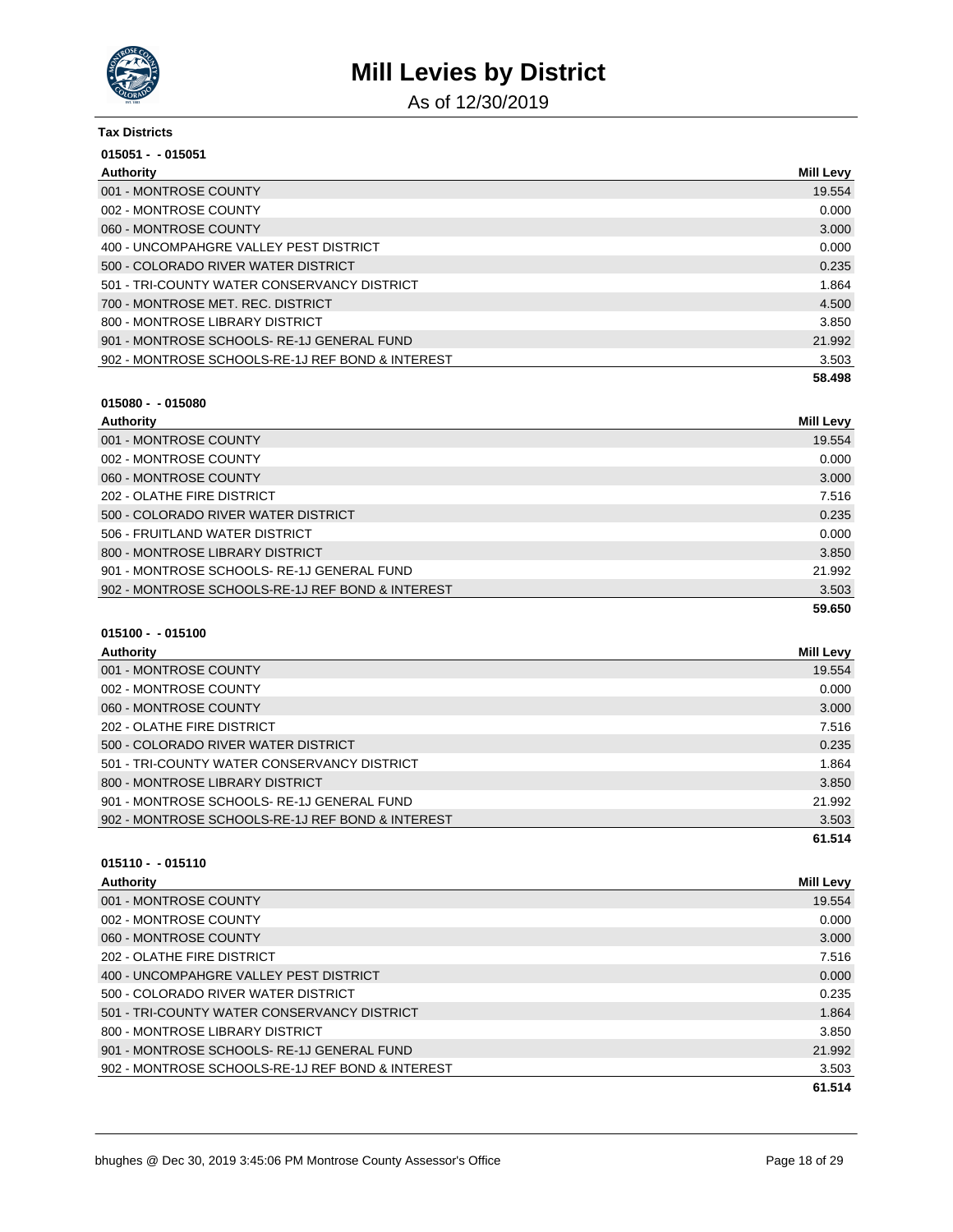# Mill Levies by District

As of 12/30/2019

**Tax Districts**

**015051 - - 015051**

| Authority | Mill Levy |
|---|---|
| 001 - MONTROSE COUNTY | 19.554 |
| 002 - MONTROSE COUNTY | 0.000 |
| 060 - MONTROSE COUNTY | 3.000 |
| 400 - UNCOMPAHGRE VALLEY PEST DISTRICT | 0.000 |
| 500 - COLORADO RIVER WATER DISTRICT | 0.235 |
| 501 - TRI-COUNTY WATER CONSERVANCY DISTRICT | 1.864 |
| 700 - MONTROSE MET. REC. DISTRICT | 4.500 |
| 800 - MONTROSE LIBRARY DISTRICT | 3.850 |
| 901 - MONTROSE SCHOOLS- RE-1J GENERAL FUND | 21.992 |
| 902 - MONTROSE SCHOOLS-RE-1J REF BOND & INTEREST | 3.503 |
| | **58.498** |

**015080 - - 015080**

| Authority | Mill Levy |
|---|---|
| 001 - MONTROSE COUNTY | 19.554 |
| 002 - MONTROSE COUNTY | 0.000 |
| 060 - MONTROSE COUNTY | 3.000 |
| 202 - OLATHE FIRE DISTRICT | 7.516 |
| 500 - COLORADO RIVER WATER DISTRICT | 0.235 |
| 506 - FRUITLAND WATER DISTRICT | 0.000 |
| 800 - MONTROSE LIBRARY DISTRICT | 3.850 |
| 901 - MONTROSE SCHOOLS- RE-1J GENERAL FUND | 21.992 |
| 902 - MONTROSE SCHOOLS-RE-1J REF BOND & INTEREST | 3.503 |
| | **59.650** |

**015100 - - 015100**

| Authority | Mill Levy |
|---|---|
| 001 - MONTROSE COUNTY | 19.554 |
| 002 - MONTROSE COUNTY | 0.000 |
| 060 - MONTROSE COUNTY | 3.000 |
| 202 - OLATHE FIRE DISTRICT | 7.516 |
| 500 - COLORADO RIVER WATER DISTRICT | 0.235 |
| 501 - TRI-COUNTY WATER CONSERVANCY DISTRICT | 1.864 |
| 800 - MONTROSE LIBRARY DISTRICT | 3.850 |
| 901 - MONTROSE SCHOOLS- RE-1J GENERAL FUND | 21.992 |
| 902 - MONTROSE SCHOOLS-RE-1J REF BOND & INTEREST | 3.503 |
| | **61.514** |

**015110 - - 015110**

| Authority | Mill Levy |
|---|---|
| 001 - MONTROSE COUNTY | 19.554 |
| 002 - MONTROSE COUNTY | 0.000 |
| 060 - MONTROSE COUNTY | 3.000 |
| 202 - OLATHE FIRE DISTRICT | 7.516 |
| 400 - UNCOMPAHGRE VALLEY PEST DISTRICT | 0.000 |
| 500 - COLORADO RIVER WATER DISTRICT | 0.235 |
| 501 - TRI-COUNTY WATER CONSERVANCY DISTRICT | 1.864 |
| 800 - MONTROSE LIBRARY DISTRICT | 3.850 |
| 901 - MONTROSE SCHOOLS- RE-1J GENERAL FUND | 21.992 |
| 902 - MONTROSE SCHOOLS-RE-1J REF BOND & INTEREST | 3.503 |
| | **61.514** |

bhughes @ Dec 30, 2019 3:45:06 PM Montrose County Assessor's Office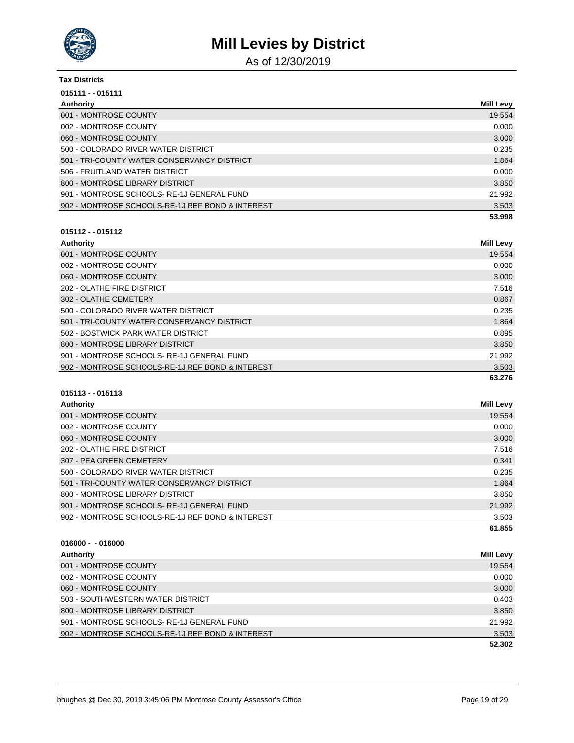# Mill Levies by District

As of 12/30/2019

**Tax Districts**

**015111 - - 015111**

| Authority | Mill Levy |
|---|---|
| 001 - MONTROSE COUNTY | 19.554 |
| 002 - MONTROSE COUNTY | 0.000 |
| 060 - MONTROSE COUNTY | 3.000 |
| 500 - COLORADO RIVER WATER DISTRICT | 0.235 |
| 501 - TRI-COUNTY WATER CONSERVANCY DISTRICT | 1.864 |
| 506 - FRUITLAND WATER DISTRICT | 0.000 |
| 800 - MONTROSE LIBRARY DISTRICT | 3.850 |
| 901 - MONTROSE SCHOOLS- RE-1J GENERAL FUND | 21.992 |
| 902 - MONTROSE SCHOOLS-RE-1J REF BOND & INTEREST | 3.503 |
| | **53.998** |

**015112 - - 015112**

| Authority | Mill Levy |
|---|---|
| 001 - MONTROSE COUNTY | 19.554 |
| 002 - MONTROSE COUNTY | 0.000 |
| 060 - MONTROSE COUNTY | 3.000 |
| 202 - OLATHE FIRE DISTRICT | 7.516 |
| 302 - OLATHE CEMETERY | 0.867 |
| 500 - COLORADO RIVER WATER DISTRICT | 0.235 |
| 501 - TRI-COUNTY WATER CONSERVANCY DISTRICT | 1.864 |
| 502 - BOSTWICK PARK WATER DISTRICT | 0.895 |
| 800 - MONTROSE LIBRARY DISTRICT | 3.850 |
| 901 - MONTROSE SCHOOLS- RE-1J GENERAL FUND | 21.992 |
| 902 - MONTROSE SCHOOLS-RE-1J REF BOND & INTEREST | 3.503 |
| | **63.276** |

**015113 - - 015113**

| Authority | Mill Levy |
|---|---|
| 001 - MONTROSE COUNTY | 19.554 |
| 002 - MONTROSE COUNTY | 0.000 |
| 060 - MONTROSE COUNTY | 3.000 |
| 202 - OLATHE FIRE DISTRICT | 7.516 |
| 307 - PEA GREEN CEMETERY | 0.341 |
| 500 - COLORADO RIVER WATER DISTRICT | 0.235 |
| 501 - TRI-COUNTY WATER CONSERVANCY DISTRICT | 1.864 |
| 800 - MONTROSE LIBRARY DISTRICT | 3.850 |
| 901 - MONTROSE SCHOOLS- RE-1J GENERAL FUND | 21.992 |
| 902 - MONTROSE SCHOOLS-RE-1J REF BOND & INTEREST | 3.503 |
| | **61.855** |

**016000 - - 016000**

| Authority | Mill Levy |
|---|---|
| 001 - MONTROSE COUNTY | 19.554 |
| 002 - MONTROSE COUNTY | 0.000 |
| 060 - MONTROSE COUNTY | 3.000 |
| 503 - SOUTHWESTERN WATER DISTRICT | 0.403 |
| 800 - MONTROSE LIBRARY DISTRICT | 3.850 |
| 901 - MONTROSE SCHOOLS- RE-1J GENERAL FUND | 21.992 |
| 902 - MONTROSE SCHOOLS-RE-1J REF BOND & INTEREST | 3.503 |
| | **52.302** |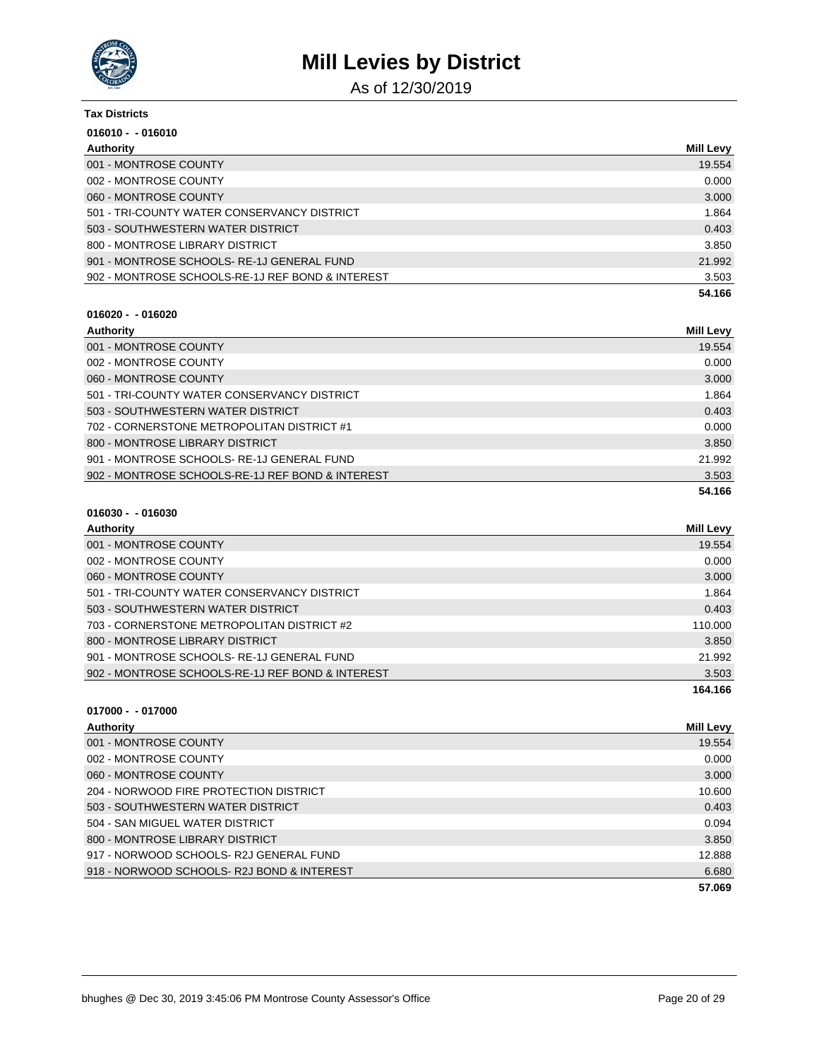# Mill Levies by District

As of 12/30/2019

**Tax Districts**

**016010 - - 016010**

| Authority | Mill Levy |
|---|---|
| 001 - MONTROSE COUNTY | 19.554 |
| 002 - MONTROSE COUNTY | 0.000 |
| 060 - MONTROSE COUNTY | 3.000 |
| 501 - TRI-COUNTY WATER CONSERVANCY DISTRICT | 1.864 |
| 503 - SOUTHWESTERN WATER DISTRICT | 0.403 |
| 800 - MONTROSE LIBRARY DISTRICT | 3.850 |
| 901 - MONTROSE SCHOOLS- RE-1J GENERAL FUND | 21.992 |
| 902 - MONTROSE SCHOOLS-RE-1J REF BOND & INTEREST | 3.503 |
| | **54.166** |

**016020 - - 016020**

| Authority | Mill Levy |
|---|---|
| 001 - MONTROSE COUNTY | 19.554 |
| 002 - MONTROSE COUNTY | 0.000 |
| 060 - MONTROSE COUNTY | 3.000 |
| 501 - TRI-COUNTY WATER CONSERVANCY DISTRICT | 1.864 |
| 503 - SOUTHWESTERN WATER DISTRICT | 0.403 |
| 702 - CORNERSTONE METROPOLITAN DISTRICT #1 | 0.000 |
| 800 - MONTROSE LIBRARY DISTRICT | 3.850 |
| 901 - MONTROSE SCHOOLS- RE-1J GENERAL FUND | 21.992 |
| 902 - MONTROSE SCHOOLS-RE-1J REF BOND & INTEREST | 3.503 |
| | **54.166** |

**016030 - - 016030**

| Authority | Mill Levy |
|---|---|
| 001 - MONTROSE COUNTY | 19.554 |
| 002 - MONTROSE COUNTY | 0.000 |
| 060 - MONTROSE COUNTY | 3.000 |
| 501 - TRI-COUNTY WATER CONSERVANCY DISTRICT | 1.864 |
| 503 - SOUTHWESTERN WATER DISTRICT | 0.403 |
| 703 - CORNERSTONE METROPOLITAN DISTRICT #2 | 110.000 |
| 800 - MONTROSE LIBRARY DISTRICT | 3.850 |
| 901 - MONTROSE SCHOOLS- RE-1J GENERAL FUND | 21.992 |
| 902 - MONTROSE SCHOOLS-RE-1J REF BOND & INTEREST | 3.503 |
| | **164.166** |

**017000 - - 017000**

| Authority | Mill Levy |
|---|---|
| 001 - MONTROSE COUNTY | 19.554 |
| 002 - MONTROSE COUNTY | 0.000 |
| 060 - MONTROSE COUNTY | 3.000 |
| 204 - NORWOOD FIRE PROTECTION DISTRICT | 10.600 |
| 503 - SOUTHWESTERN WATER DISTRICT | 0.403 |
| 504 - SAN MIGUEL WATER DISTRICT | 0.094 |
| 800 - MONTROSE LIBRARY DISTRICT | 3.850 |
| 917 - NORWOOD SCHOOLS- R2J GENERAL FUND | 12.888 |
| 918 - NORWOOD SCHOOLS- R2J BOND & INTEREST | 6.680 |
| | **57.069** |

bhughes @ Dec 30, 2019 3:45:06 PM Montrose County Assessor's Office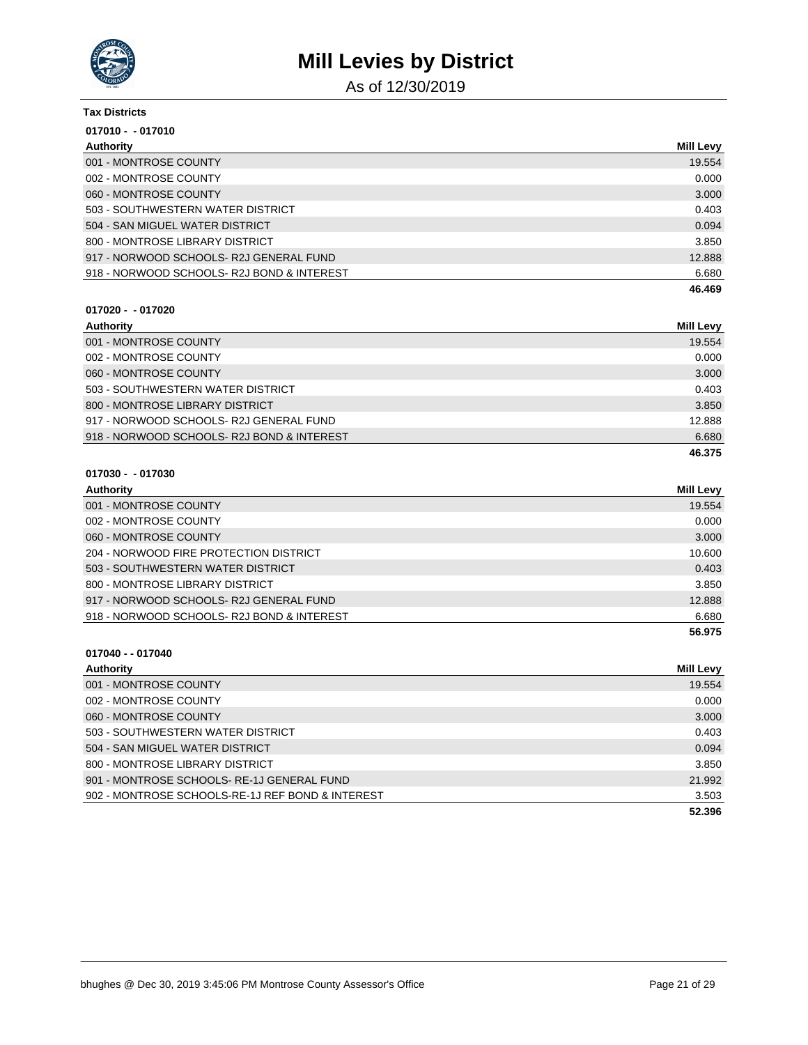# Mill Levies by District

As of 12/30/2019

**Tax Districts**

**017010 - - 017010**

| Authority | Mill Levy |
|---|---|
| 001 - MONTROSE COUNTY | 19.554 |
| 002 - MONTROSE COUNTY | 0.000 |
| 060 - MONTROSE COUNTY | 3.000 |
| 503 - SOUTHWESTERN WATER DISTRICT | 0.403 |
| 504 - SAN MIGUEL WATER DISTRICT | 0.094 |
| 800 - MONTROSE LIBRARY DISTRICT | 3.850 |
| 917 - NORWOOD SCHOOLS- R2J GENERAL FUND | 12.888 |
| 918 - NORWOOD SCHOOLS- R2J BOND & INTEREST | 6.680 |
| | **46.469** |

**017020 - - 017020**

| Authority | Mill Levy |
|---|---|
| 001 - MONTROSE COUNTY | 19.554 |
| 002 - MONTROSE COUNTY | 0.000 |
| 060 - MONTROSE COUNTY | 3.000 |
| 503 - SOUTHWESTERN WATER DISTRICT | 0.403 |
| 800 - MONTROSE LIBRARY DISTRICT | 3.850 |
| 917 - NORWOOD SCHOOLS- R2J GENERAL FUND | 12.888 |
| 918 - NORWOOD SCHOOLS- R2J BOND & INTEREST | 6.680 |
| | **46.375** |

**017030 - - 017030**

| Authority | Mill Levy |
|---|---|
| 001 - MONTROSE COUNTY | 19.554 |
| 002 - MONTROSE COUNTY | 0.000 |
| 060 - MONTROSE COUNTY | 3.000 |
| 204 - NORWOOD FIRE PROTECTION DISTRICT | 10.600 |
| 503 - SOUTHWESTERN WATER DISTRICT | 0.403 |
| 800 - MONTROSE LIBRARY DISTRICT | 3.850 |
| 917 - NORWOOD SCHOOLS- R2J GENERAL FUND | 12.888 |
| 918 - NORWOOD SCHOOLS- R2J BOND & INTEREST | 6.680 |
| | **56.975** |

**017040 - - 017040**

| Authority | Mill Levy |
|---|---|
| 001 - MONTROSE COUNTY | 19.554 |
| 002 - MONTROSE COUNTY | 0.000 |
| 060 - MONTROSE COUNTY | 3.000 |
| 503 - SOUTHWESTERN WATER DISTRICT | 0.403 |
| 504 - SAN MIGUEL WATER DISTRICT | 0.094 |
| 800 - MONTROSE LIBRARY DISTRICT | 3.850 |
| 901 - MONTROSE SCHOOLS- RE-1J GENERAL FUND | 21.992 |
| 902 - MONTROSE SCHOOLS-RE-1J REF BOND & INTEREST | 3.503 |
| | **52.396** |

bhughes @ Dec 30, 2019 3:45:06 PM Montrose County Assessor's Office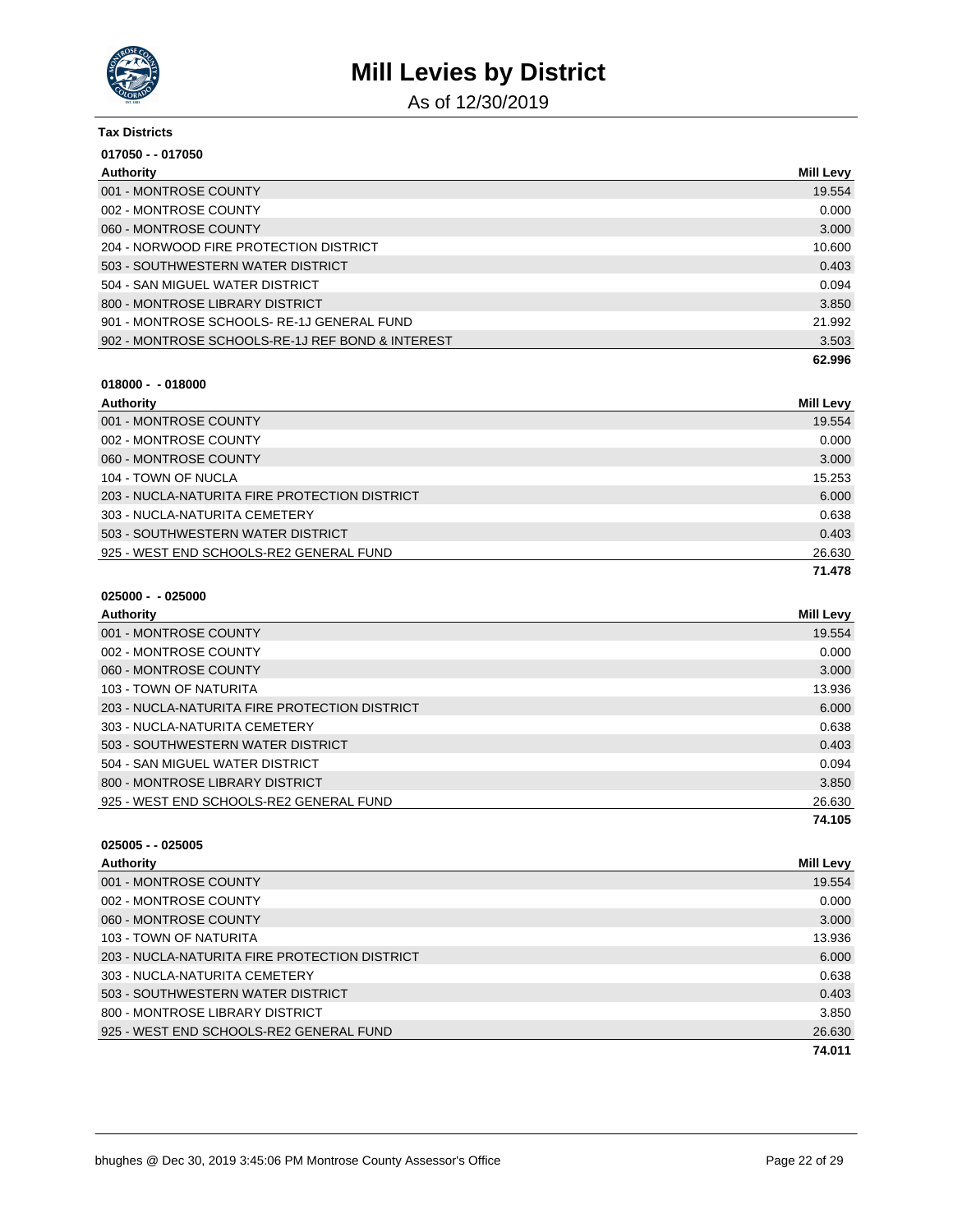# Mill Levies by District

As of 12/30/2019

**Tax Districts**

**017050 - - 017050**

| Authority | Mill Levy |
| --- | --- |
| 001 - MONTROSE COUNTY | 19.554 |
| 002 - MONTROSE COUNTY | 0.000 |
| 060 - MONTROSE COUNTY | 3.000 |
| 204 - NORWOOD FIRE PROTECTION DISTRICT | 10.600 |
| 503 - SOUTHWESTERN WATER DISTRICT | 0.403 |
| 504 - SAN MIGUEL WATER DISTRICT | 0.094 |
| 800 - MONTROSE LIBRARY DISTRICT | 3.850 |
| 901 - MONTROSE SCHOOLS- RE-1J GENERAL FUND | 21.992 |
| 902 - MONTROSE SCHOOLS-RE-1J REF BOND & INTEREST | 3.503 |
| | **62.996** |

**018000 - - 018000**

| Authority | Mill Levy |
| --- | --- |
| 001 - MONTROSE COUNTY | 19.554 |
| 002 - MONTROSE COUNTY | 0.000 |
| 060 - MONTROSE COUNTY | 3.000 |
| 104 - TOWN OF NUCLA | 15.253 |
| 203 - NUCLA-NATURITA FIRE PROTECTION DISTRICT | 6.000 |
| 303 - NUCLA-NATURITA CEMETERY | 0.638 |
| 503 - SOUTHWESTERN WATER DISTRICT | 0.403 |
| 925 - WEST END SCHOOLS-RE2 GENERAL FUND | 26.630 |
| | **71.478** |

**025000 - - 025000**

| Authority | Mill Levy |
| --- | --- |
| 001 - MONTROSE COUNTY | 19.554 |
| 002 - MONTROSE COUNTY | 0.000 |
| 060 - MONTROSE COUNTY | 3.000 |
| 103 - TOWN OF NATURITA | 13.936 |
| 203 - NUCLA-NATURITA FIRE PROTECTION DISTRICT | 6.000 |
| 303 - NUCLA-NATURITA CEMETERY | 0.638 |
| 503 - SOUTHWESTERN WATER DISTRICT | 0.403 |
| 504 - SAN MIGUEL WATER DISTRICT | 0.094 |
| 800 - MONTROSE LIBRARY DISTRICT | 3.850 |
| 925 - WEST END SCHOOLS-RE2 GENERAL FUND | 26.630 |
| | **74.105** |

**025005 - - 025005**

| Authority | Mill Levy |
| --- | --- |
| 001 - MONTROSE COUNTY | 19.554 |
| 002 - MONTROSE COUNTY | 0.000 |
| 060 - MONTROSE COUNTY | 3.000 |
| 103 - TOWN OF NATURITA | 13.936 |
| 203 - NUCLA-NATURITA FIRE PROTECTION DISTRICT | 6.000 |
| 303 - NUCLA-NATURITA CEMETERY | 0.638 |
| 503 - SOUTHWESTERN WATER DISTRICT | 0.403 |
| 800 - MONTROSE LIBRARY DISTRICT | 3.850 |
| 925 - WEST END SCHOOLS-RE2 GENERAL FUND | 26.630 |
| | **74.011** |

bhughes @ Dec 30, 2019 3:45:06 PM Montrose County Assessor's Office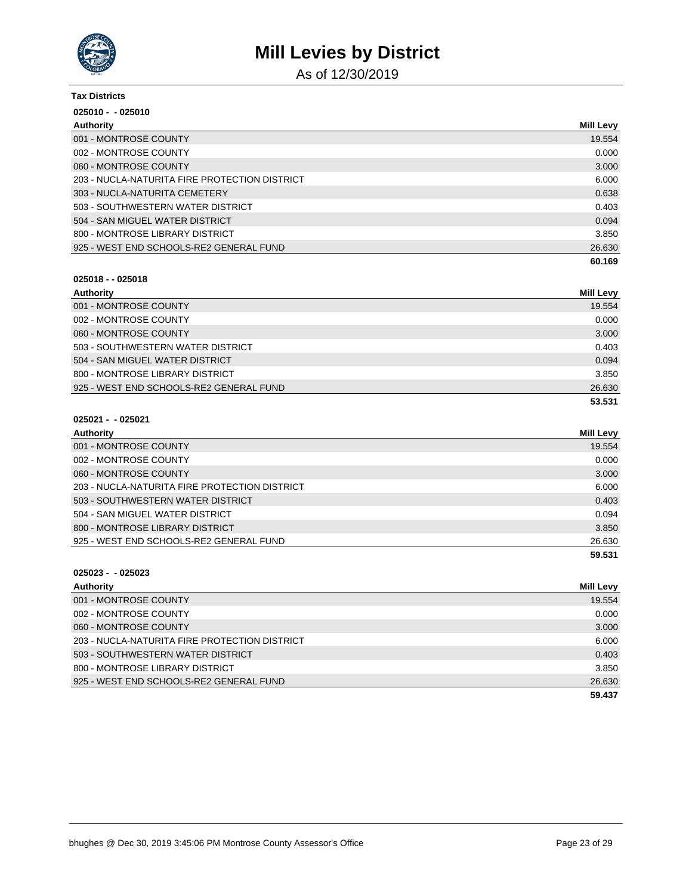# Mill Levies by District

As of 12/30/2019

**Tax Districts**

**025010 - - 025010**

| Authority | Mill Levy |
| --- | --- |
| 001 - MONTROSE COUNTY | 19.554 |
| 002 - MONTROSE COUNTY | 0.000 |
| 060 - MONTROSE COUNTY | 3.000 |
| 203 - NUCLA-NATURITA FIRE PROTECTION DISTRICT | 6.000 |
| 303 - NUCLA-NATURITA CEMETERY | 0.638 |
| 503 - SOUTHWESTERN WATER DISTRICT | 0.403 |
| 504 - SAN MIGUEL WATER DISTRICT | 0.094 |
| 800 - MONTROSE LIBRARY DISTRICT | 3.850 |
| 925 - WEST END SCHOOLS-RE2 GENERAL FUND | 26.630 |
| | **60.169** |

**025018 - - 025018**

| Authority | Mill Levy |
| --- | --- |
| 001 - MONTROSE COUNTY | 19.554 |
| 002 - MONTROSE COUNTY | 0.000 |
| 060 - MONTROSE COUNTY | 3.000 |
| 503 - SOUTHWESTERN WATER DISTRICT | 0.403 |
| 504 - SAN MIGUEL WATER DISTRICT | 0.094 |
| 800 - MONTROSE LIBRARY DISTRICT | 3.850 |
| 925 - WEST END SCHOOLS-RE2 GENERAL FUND | 26.630 |
| | **53.531** |

**025021 - - 025021**

| Authority | Mill Levy |
| --- | --- |
| 001 - MONTROSE COUNTY | 19.554 |
| 002 - MONTROSE COUNTY | 0.000 |
| 060 - MONTROSE COUNTY | 3.000 |
| 203 - NUCLA-NATURITA FIRE PROTECTION DISTRICT | 6.000 |
| 503 - SOUTHWESTERN WATER DISTRICT | 0.403 |
| 504 - SAN MIGUEL WATER DISTRICT | 0.094 |
| 800 - MONTROSE LIBRARY DISTRICT | 3.850 |
| 925 - WEST END SCHOOLS-RE2 GENERAL FUND | 26.630 |
| | **59.531** |

**025023 - - 025023**

| Authority | Mill Levy |
| --- | --- |
| 001 - MONTROSE COUNTY | 19.554 |
| 002 - MONTROSE COUNTY | 0.000 |
| 060 - MONTROSE COUNTY | 3.000 |
| 203 - NUCLA-NATURITA FIRE PROTECTION DISTRICT | 6.000 |
| 503 - SOUTHWESTERN WATER DISTRICT | 0.403 |
| 800 - MONTROSE LIBRARY DISTRICT | 3.850 |
| 925 - WEST END SCHOOLS-RE2 GENERAL FUND | 26.630 |
| | **59.437** |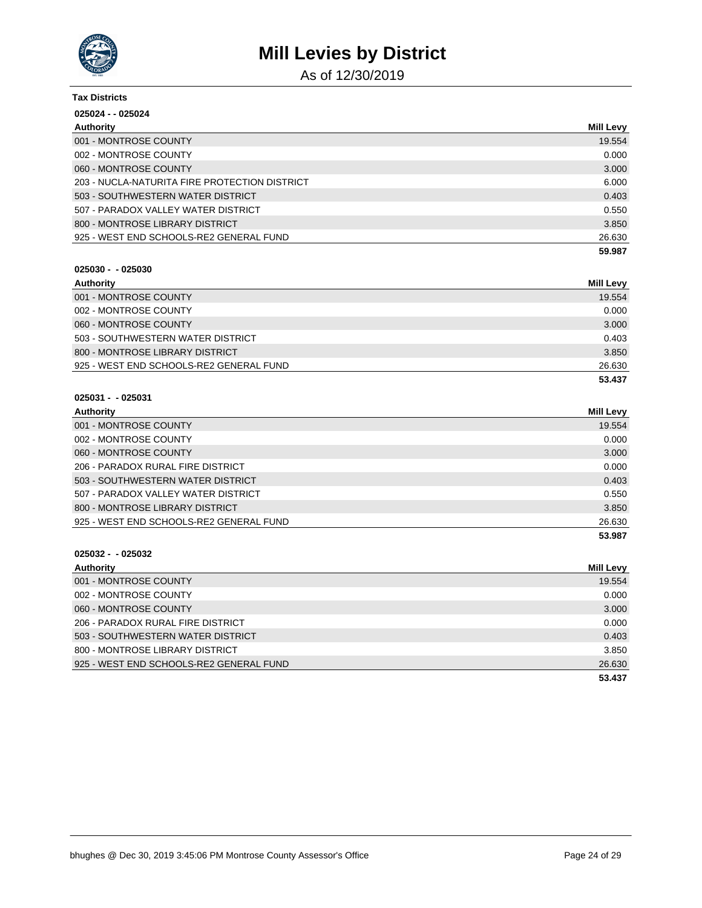# Mill Levies by District

As of 12/30/2019

**Tax Districts**

**025024 - - 025024**

| Authority | Mill Levy |
| --- | --- |
| 001 - MONTROSE COUNTY | 19.554 |
| 002 - MONTROSE COUNTY | 0.000 |
| 060 - MONTROSE COUNTY | 3.000 |
| 203 - NUCLA-NATURITA FIRE PROTECTION DISTRICT | 6.000 |
| 503 - SOUTHWESTERN WATER DISTRICT | 0.403 |
| 507 - PARADOX VALLEY WATER DISTRICT | 0.550 |
| 800 - MONTROSE LIBRARY DISTRICT | 3.850 |
| 925 - WEST END SCHOOLS-RE2 GENERAL FUND | 26.630 |
| | **59.987** |

**025030 - - 025030**

| Authority | Mill Levy |
| --- | --- |
| 001 - MONTROSE COUNTY | 19.554 |
| 002 - MONTROSE COUNTY | 0.000 |
| 060 - MONTROSE COUNTY | 3.000 |
| 503 - SOUTHWESTERN WATER DISTRICT | 0.403 |
| 800 - MONTROSE LIBRARY DISTRICT | 3.850 |
| 925 - WEST END SCHOOLS-RE2 GENERAL FUND | 26.630 |
| | **53.437** |

**025031 - - 025031**

| Authority | Mill Levy |
| --- | --- |
| 001 - MONTROSE COUNTY | 19.554 |
| 002 - MONTROSE COUNTY | 0.000 |
| 060 - MONTROSE COUNTY | 3.000 |
| 206 - PARADOX RURAL FIRE DISTRICT | 0.000 |
| 503 - SOUTHWESTERN WATER DISTRICT | 0.403 |
| 507 - PARADOX VALLEY WATER DISTRICT | 0.550 |
| 800 - MONTROSE LIBRARY DISTRICT | 3.850 |
| 925 - WEST END SCHOOLS-RE2 GENERAL FUND | 26.630 |
| | **53.987** |

**025032 - - 025032**

| Authority | Mill Levy |
| --- | --- |
| 001 - MONTROSE COUNTY | 19.554 |
| 002 - MONTROSE COUNTY | 0.000 |
| 060 - MONTROSE COUNTY | 3.000 |
| 206 - PARADOX RURAL FIRE DISTRICT | 0.000 |
| 503 - SOUTHWESTERN WATER DISTRICT | 0.403 |
| 800 - MONTROSE LIBRARY DISTRICT | 3.850 |
| 925 - WEST END SCHOOLS-RE2 GENERAL FUND | 26.630 |
| | **53.437** |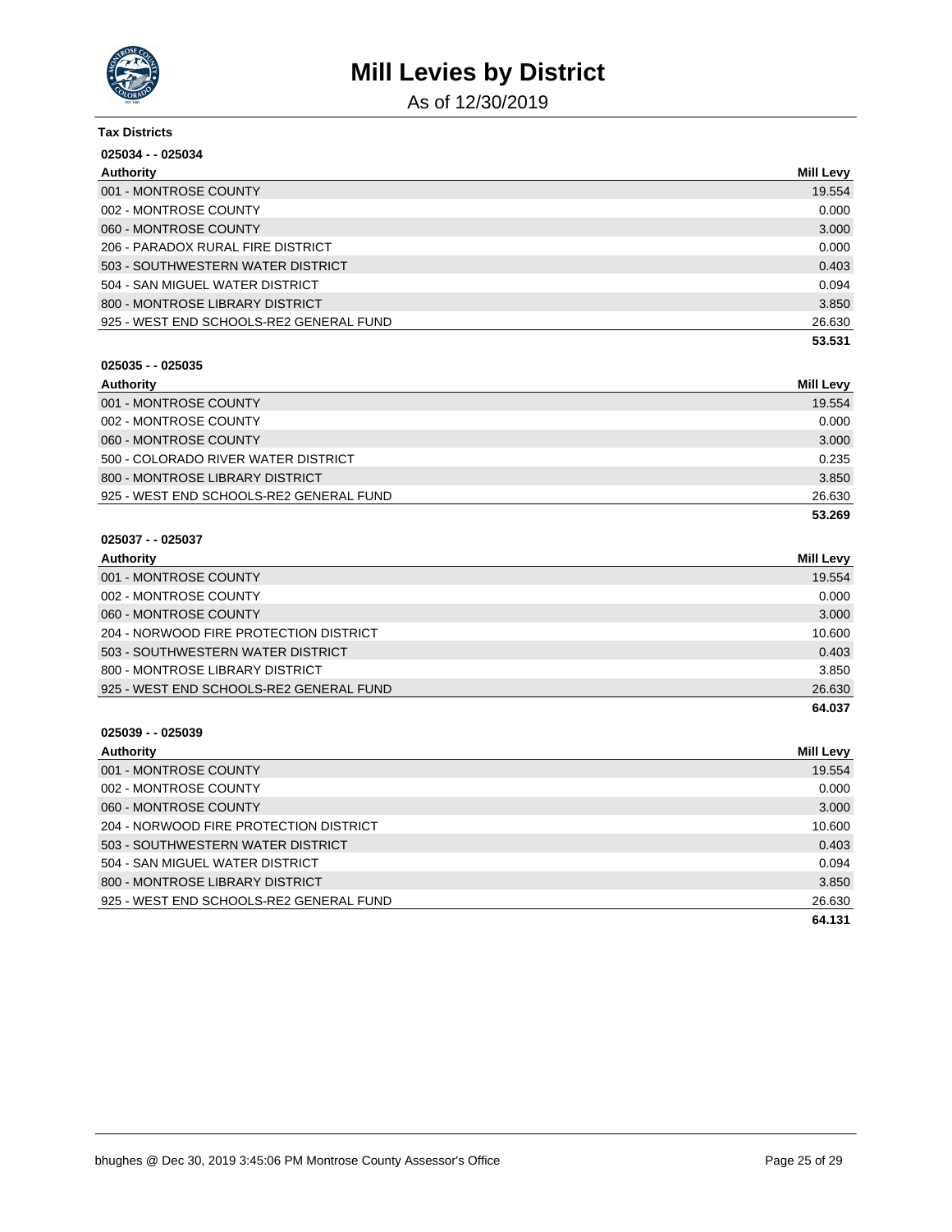# Mill Levies by District

As of 12/30/2019

**Tax Districts**

**025034 - - 025034**

| Authority | Mill Levy |
|---|---|
| 001 - MONTROSE COUNTY | 19.554 |
| 002 - MONTROSE COUNTY | 0.000 |
| 060 - MONTROSE COUNTY | 3.000 |
| 206 - PARADOX RURAL FIRE DISTRICT | 0.000 |
| 503 - SOUTHWESTERN WATER DISTRICT | 0.403 |
| 504 - SAN MIGUEL WATER DISTRICT | 0.094 |
| 800 - MONTROSE LIBRARY DISTRICT | 3.850 |
| 925 - WEST END SCHOOLS-RE2 GENERAL FUND | 26.630 |
| | **53.531** |

**025035 - - 025035**

| Authority | Mill Levy |
|---|---|
| 001 - MONTROSE COUNTY | 19.554 |
| 002 - MONTROSE COUNTY | 0.000 |
| 060 - MONTROSE COUNTY | 3.000 |
| 500 - COLORADO RIVER WATER DISTRICT | 0.235 |
| 800 - MONTROSE LIBRARY DISTRICT | 3.850 |
| 925 - WEST END SCHOOLS-RE2 GENERAL FUND | 26.630 |
| | **53.269** |

**025037 - - 025037**

| Authority | Mill Levy |
|---|---|
| 001 - MONTROSE COUNTY | 19.554 |
| 002 - MONTROSE COUNTY | 0.000 |
| 060 - MONTROSE COUNTY | 3.000 |
| 204 - NORWOOD FIRE PROTECTION DISTRICT | 10.600 |
| 503 - SOUTHWESTERN WATER DISTRICT | 0.403 |
| 800 - MONTROSE LIBRARY DISTRICT | 3.850 |
| 925 - WEST END SCHOOLS-RE2 GENERAL FUND | 26.630 |
| | **64.037** |

**025039 - - 025039**

| Authority | Mill Levy |
|---|---|
| 001 - MONTROSE COUNTY | 19.554 |
| 002 - MONTROSE COUNTY | 0.000 |
| 060 - MONTROSE COUNTY | 3.000 |
| 204 - NORWOOD FIRE PROTECTION DISTRICT | 10.600 |
| 503 - SOUTHWESTERN WATER DISTRICT | 0.403 |
| 504 - SAN MIGUEL WATER DISTRICT | 0.094 |
| 800 - MONTROSE LIBRARY DISTRICT | 3.850 |
| 925 - WEST END SCHOOLS-RE2 GENERAL FUND | 26.630 |
| | **64.131** |

bhughes @ Dec 30, 2019 3:45:06 PM Montrose County Assessor's Office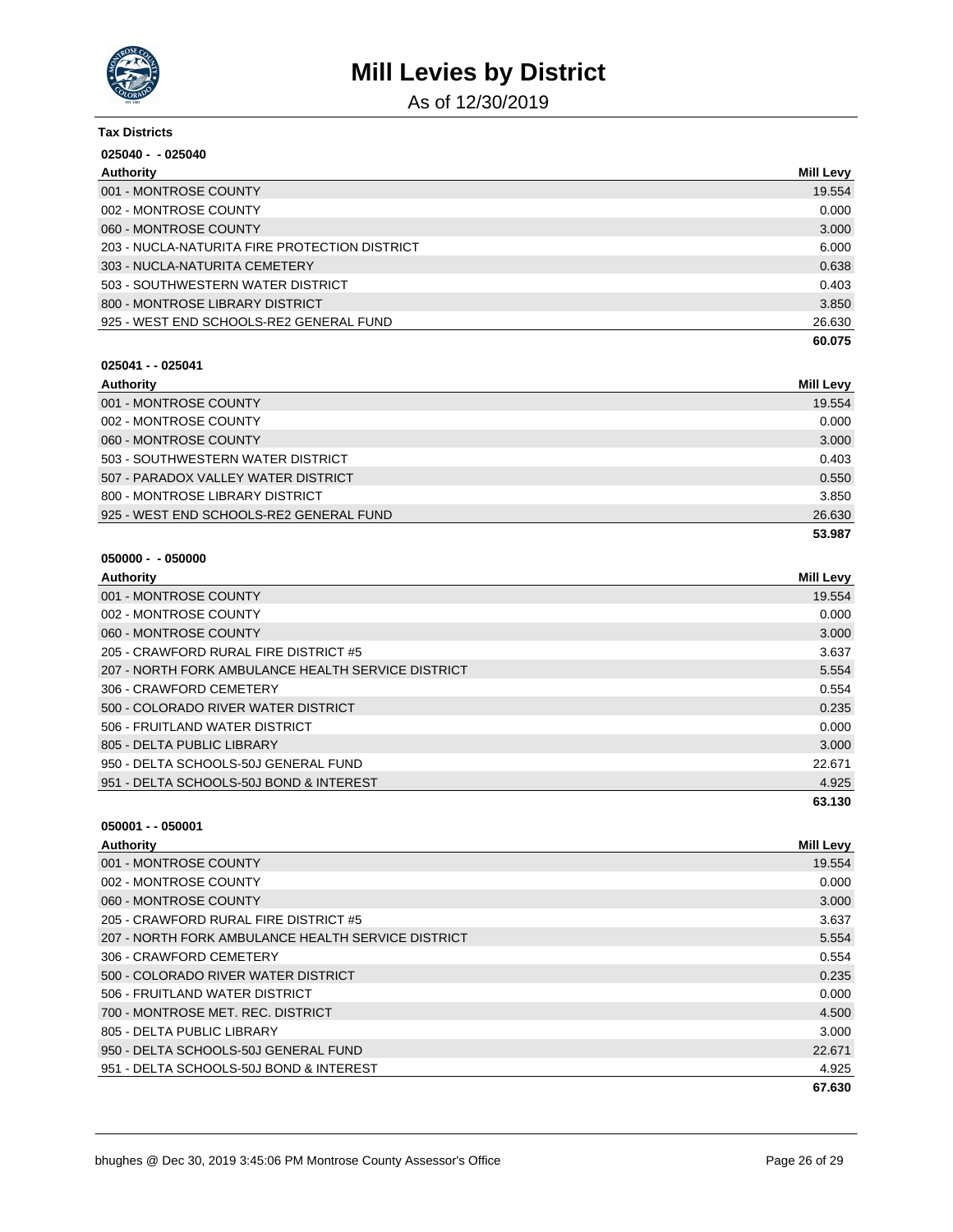# Mill Levies by District

As of 12/30/2019

**Tax Districts**

**025040 - - 025040**

| Authority | Mill Levy |
|---|---|
| 001 - MONTROSE COUNTY | 19.554 |
| 002 - MONTROSE COUNTY | 0.000 |
| 060 - MONTROSE COUNTY | 3.000 |
| 203 - NUCLA-NATURITA FIRE PROTECTION DISTRICT | 6.000 |
| 303 - NUCLA-NATURITA CEMETERY | 0.638 |
| 503 - SOUTHWESTERN WATER DISTRICT | 0.403 |
| 800 - MONTROSE LIBRARY DISTRICT | 3.850 |
| 925 - WEST END SCHOOLS-RE2 GENERAL FUND | 26.630 |
| | **60.075** |

**025041 - - 025041**

| Authority | Mill Levy |
|---|---|
| 001 - MONTROSE COUNTY | 19.554 |
| 002 - MONTROSE COUNTY | 0.000 |
| 060 - MONTROSE COUNTY | 3.000 |
| 503 - SOUTHWESTERN WATER DISTRICT | 0.403 |
| 507 - PARADOX VALLEY WATER DISTRICT | 0.550 |
| 800 - MONTROSE LIBRARY DISTRICT | 3.850 |
| 925 - WEST END SCHOOLS-RE2 GENERAL FUND | 26.630 |
| | **53.987** |

**050000 - - 050000**

| Authority | Mill Levy |
|---|---|
| 001 - MONTROSE COUNTY | 19.554 |
| 002 - MONTROSE COUNTY | 0.000 |
| 060 - MONTROSE COUNTY | 3.000 |
| 205 - CRAWFORD RURAL FIRE DISTRICT #5 | 3.637 |
| 207 - NORTH FORK AMBULANCE HEALTH SERVICE DISTRICT | 5.554 |
| 306 - CRAWFORD CEMETERY | 0.554 |
| 500 - COLORADO RIVER WATER DISTRICT | 0.235 |
| 506 - FRUITLAND WATER DISTRICT | 0.000 |
| 805 - DELTA PUBLIC LIBRARY | 3.000 |
| 950 - DELTA SCHOOLS-50J GENERAL FUND | 22.671 |
| 951 - DELTA SCHOOLS-50J BOND & INTEREST | 4.925 |
| | **63.130** |

**050001 - - 050001**

| Authority | Mill Levy |
|---|---|
| 001 - MONTROSE COUNTY | 19.554 |
| 002 - MONTROSE COUNTY | 0.000 |
| 060 - MONTROSE COUNTY | 3.000 |
| 205 - CRAWFORD RURAL FIRE DISTRICT #5 | 3.637 |
| 207 - NORTH FORK AMBULANCE HEALTH SERVICE DISTRICT | 5.554 |
| 306 - CRAWFORD CEMETERY | 0.554 |
| 500 - COLORADO RIVER WATER DISTRICT | 0.235 |
| 506 - FRUITLAND WATER DISTRICT | 0.000 |
| 700 - MONTROSE MET. REC. DISTRICT | 4.500 |
| 805 - DELTA PUBLIC LIBRARY | 3.000 |
| 950 - DELTA SCHOOLS-50J GENERAL FUND | 22.671 |
| 951 - DELTA SCHOOLS-50J BOND & INTEREST | 4.925 |
| | **67.630** |

bhughes @ Dec 30, 2019 3:45:06 PM Montrose County Assessor's Office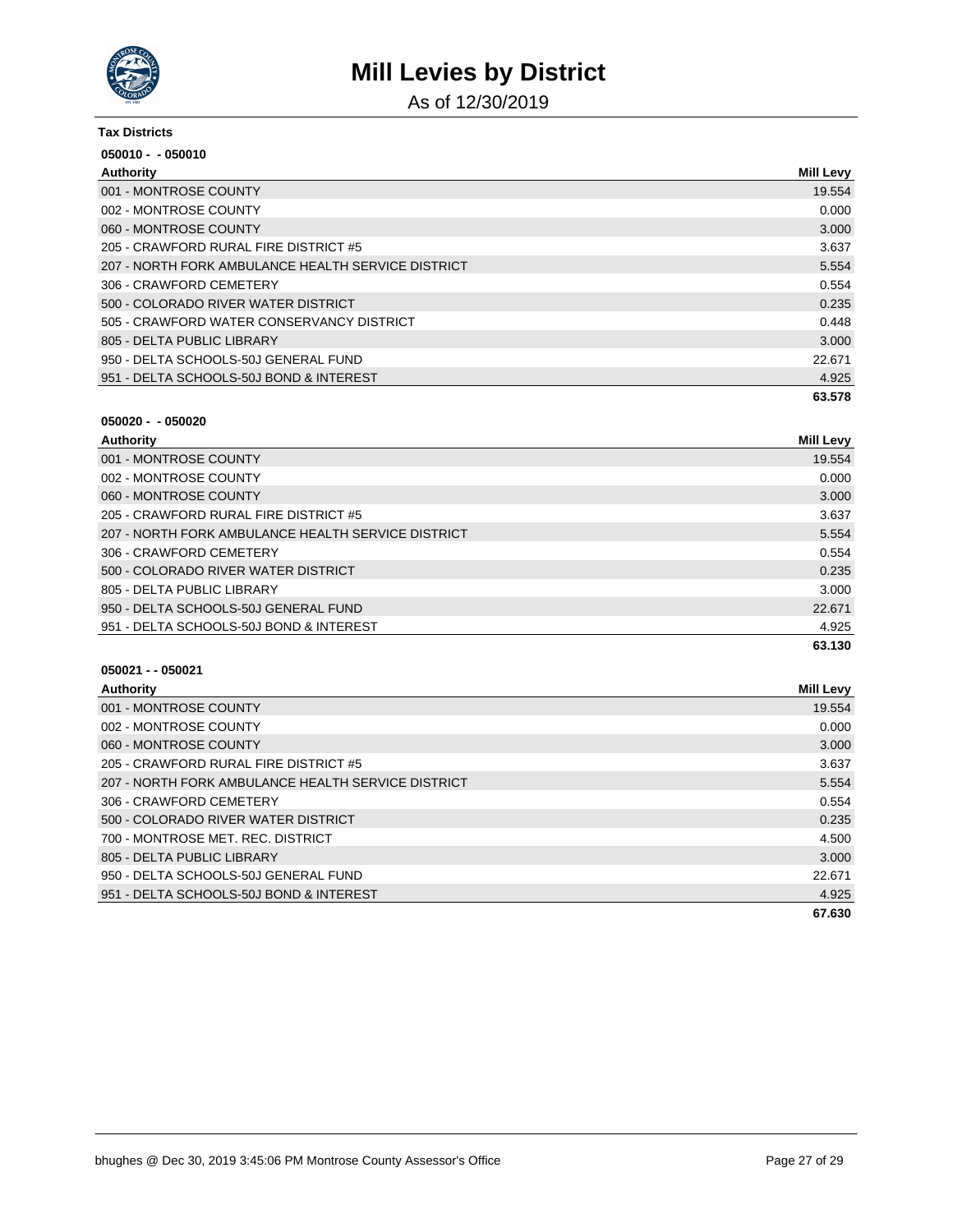# Mill Levies by District

As of 12/30/2019

**Tax Districts**

**050010 - - 050010**

| Authority | Mill Levy |
|---|---|
| 001 - MONTROSE COUNTY | 19.554 |
| 002 - MONTROSE COUNTY | 0.000 |
| 060 - MONTROSE COUNTY | 3.000 |
| 205 - CRAWFORD RURAL FIRE DISTRICT #5 | 3.637 |
| 207 - NORTH FORK AMBULANCE HEALTH SERVICE DISTRICT | 5.554 |
| 306 - CRAWFORD CEMETERY | 0.554 |
| 500 - COLORADO RIVER WATER DISTRICT | 0.235 |
| 505 - CRAWFORD WATER CONSERVANCY DISTRICT | 0.448 |
| 805 - DELTA PUBLIC LIBRARY | 3.000 |
| 950 - DELTA SCHOOLS-50J GENERAL FUND | 22.671 |
| 951 - DELTA SCHOOLS-50J BOND & INTEREST | 4.925 |
| | **63.578** |

**050020 - - 050020**

| Authority | Mill Levy |
|---|---|
| 001 - MONTROSE COUNTY | 19.554 |
| 002 - MONTROSE COUNTY | 0.000 |
| 060 - MONTROSE COUNTY | 3.000 |
| 205 - CRAWFORD RURAL FIRE DISTRICT #5 | 3.637 |
| 207 - NORTH FORK AMBULANCE HEALTH SERVICE DISTRICT | 5.554 |
| 306 - CRAWFORD CEMETERY | 0.554 |
| 500 - COLORADO RIVER WATER DISTRICT | 0.235 |
| 805 - DELTA PUBLIC LIBRARY | 3.000 |
| 950 - DELTA SCHOOLS-50J GENERAL FUND | 22.671 |
| 951 - DELTA SCHOOLS-50J BOND & INTEREST | 4.925 |
| | **63.130** |

**050021 - - 050021**

| Authority | Mill Levy |
|---|---|
| 001 - MONTROSE COUNTY | 19.554 |
| 002 - MONTROSE COUNTY | 0.000 |
| 060 - MONTROSE COUNTY | 3.000 |
| 205 - CRAWFORD RURAL FIRE DISTRICT #5 | 3.637 |
| 207 - NORTH FORK AMBULANCE HEALTH SERVICE DISTRICT | 5.554 |
| 306 - CRAWFORD CEMETERY | 0.554 |
| 500 - COLORADO RIVER WATER DISTRICT | 0.235 |
| 700 - MONTROSE MET. REC. DISTRICT | 4.500 |
| 805 - DELTA PUBLIC LIBRARY | 3.000 |
| 950 - DELTA SCHOOLS-50J GENERAL FUND | 22.671 |
| 951 - DELTA SCHOOLS-50J BOND & INTEREST | 4.925 |
| | **67.630** |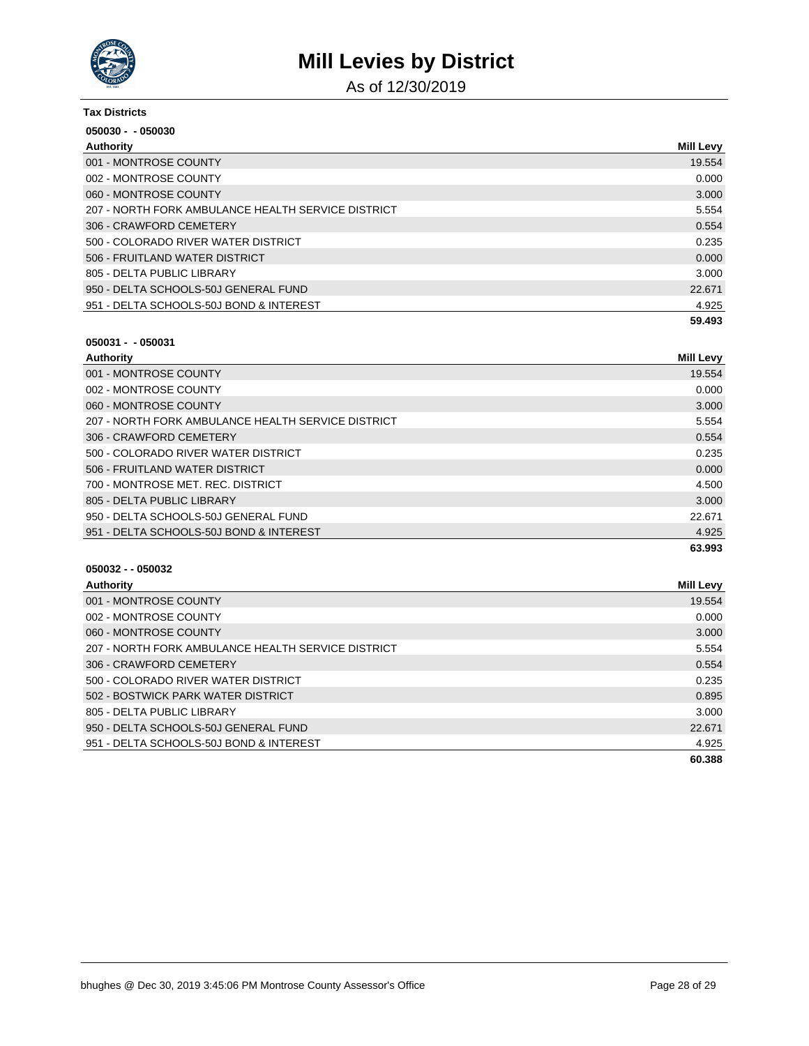# Mill Levies by District

As of 12/30/2019

**Tax Districts**

**050030 - - 050030**

| Authority | Mill Levy |
|---|---|
| 001 - MONTROSE COUNTY | 19.554 |
| 002 - MONTROSE COUNTY | 0.000 |
| 060 - MONTROSE COUNTY | 3.000 |
| 207 - NORTH FORK AMBULANCE HEALTH SERVICE DISTRICT | 5.554 |
| 306 - CRAWFORD CEMETERY | 0.554 |
| 500 - COLORADO RIVER WATER DISTRICT | 0.235 |
| 506 - FRUITLAND WATER DISTRICT | 0.000 |
| 805 - DELTA PUBLIC LIBRARY | 3.000 |
| 950 - DELTA SCHOOLS-50J GENERAL FUND | 22.671 |
| 951 - DELTA SCHOOLS-50J BOND & INTEREST | 4.925 |
| | **59.493** |

**050031 - - 050031**

| Authority | Mill Levy |
|---|---|
| 001 - MONTROSE COUNTY | 19.554 |
| 002 - MONTROSE COUNTY | 0.000 |
| 060 - MONTROSE COUNTY | 3.000 |
| 207 - NORTH FORK AMBULANCE HEALTH SERVICE DISTRICT | 5.554 |
| 306 - CRAWFORD CEMETERY | 0.554 |
| 500 - COLORADO RIVER WATER DISTRICT | 0.235 |
| 506 - FRUITLAND WATER DISTRICT | 0.000 |
| 700 - MONTROSE MET. REC. DISTRICT | 4.500 |
| 805 - DELTA PUBLIC LIBRARY | 3.000 |
| 950 - DELTA SCHOOLS-50J GENERAL FUND | 22.671 |
| 951 - DELTA SCHOOLS-50J BOND & INTEREST | 4.925 |
| | **63.993** |

**050032 - - 050032**

| Authority | Mill Levy |
|---|---|
| 001 - MONTROSE COUNTY | 19.554 |
| 002 - MONTROSE COUNTY | 0.000 |
| 060 - MONTROSE COUNTY | 3.000 |
| 207 - NORTH FORK AMBULANCE HEALTH SERVICE DISTRICT | 5.554 |
| 306 - CRAWFORD CEMETERY | 0.554 |
| 500 - COLORADO RIVER WATER DISTRICT | 0.235 |
| 502 - BOSTWICK PARK WATER DISTRICT | 0.895 |
| 805 - DELTA PUBLIC LIBRARY | 3.000 |
| 950 - DELTA SCHOOLS-50J GENERAL FUND | 22.671 |
| 951 - DELTA SCHOOLS-50J BOND & INTEREST | 4.925 |
| | **60.388** |

bhughes @ Dec 30, 2019 3:45:06 PM Montrose County Assessor's Office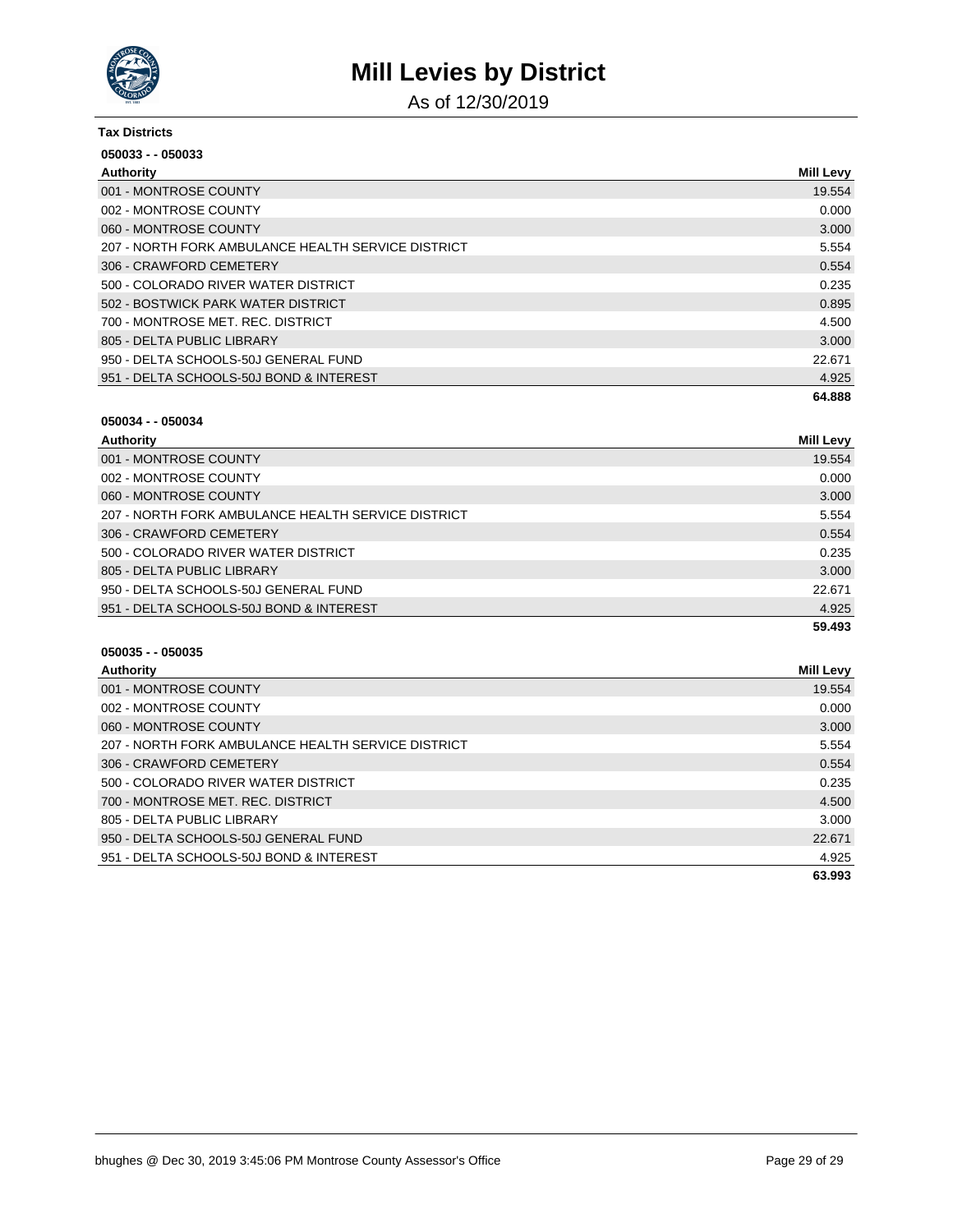# Mill Levies by District

As of 12/30/2019

**Tax Districts**

**050033 - - 050033**

| Authority | Mill Levy |
|---|---|
| 001 - MONTROSE COUNTY | 19.554 |
| 002 - MONTROSE COUNTY | 0.000 |
| 060 - MONTROSE COUNTY | 3.000 |
| 207 - NORTH FORK AMBULANCE HEALTH SERVICE DISTRICT | 5.554 |
| 306 - CRAWFORD CEMETERY | 0.554 |
| 500 - COLORADO RIVER WATER DISTRICT | 0.235 |
| 502 - BOSTWICK PARK WATER DISTRICT | 0.895 |
| 700 - MONTROSE MET. REC. DISTRICT | 4.500 |
| 805 - DELTA PUBLIC LIBRARY | 3.000 |
| 950 - DELTA SCHOOLS-50J GENERAL FUND | 22.671 |
| 951 - DELTA SCHOOLS-50J BOND & INTEREST | 4.925 |
| | **64.888** |

**050034 - - 050034**

| Authority | Mill Levy |
|---|---|
| 001 - MONTROSE COUNTY | 19.554 |
| 002 - MONTROSE COUNTY | 0.000 |
| 060 - MONTROSE COUNTY | 3.000 |
| 207 - NORTH FORK AMBULANCE HEALTH SERVICE DISTRICT | 5.554 |
| 306 - CRAWFORD CEMETERY | 0.554 |
| 500 - COLORADO RIVER WATER DISTRICT | 0.235 |
| 805 - DELTA PUBLIC LIBRARY | 3.000 |
| 950 - DELTA SCHOOLS-50J GENERAL FUND | 22.671 |
| 951 - DELTA SCHOOLS-50J BOND & INTEREST | 4.925 |
| | **59.493** |

**050035 - - 050035**

| Authority | Mill Levy |
|---|---|
| 001 - MONTROSE COUNTY | 19.554 |
| 002 - MONTROSE COUNTY | 0.000 |
| 060 - MONTROSE COUNTY | 3.000 |
| 207 - NORTH FORK AMBULANCE HEALTH SERVICE DISTRICT | 5.554 |
| 306 - CRAWFORD CEMETERY | 0.554 |
| 500 - COLORADO RIVER WATER DISTRICT | 0.235 |
| 700 - MONTROSE MET. REC. DISTRICT | 4.500 |
| 805 - DELTA PUBLIC LIBRARY | 3.000 |
| 950 - DELTA SCHOOLS-50J GENERAL FUND | 22.671 |
| 951 - DELTA SCHOOLS-50J BOND & INTEREST | 4.925 |
| | **63.993** |